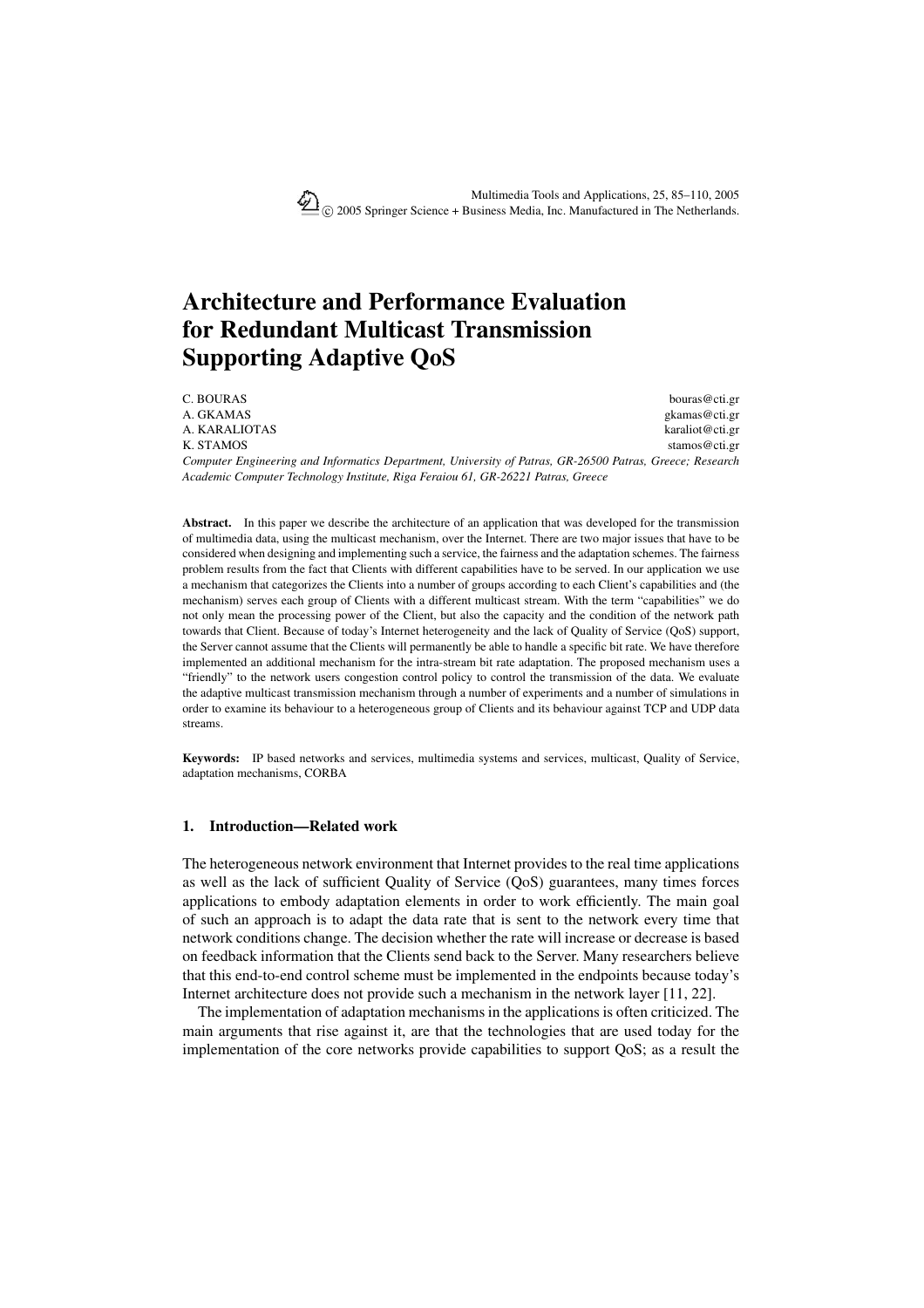# Architecture and Performance Evaluation for Redundant Multicast Transmission Supporting Adaptive QoS

C. BOURAS bouras@cti.gr
A. GKAMAS gkamas@cti.gr
A. KARALIOTAS karaliot@cti.gr
K. STAMOS stamos@cti.gr

*Computer Engineering and Informatics Department, University of Patras, GR-26500 Patras, Greece; Research Academic Computer Technology Institute, Riga Feraiou 61, GR-26221 Patras, Greece*

**Abstract.** In this paper we describe the architecture of an application that was developed for the transmission of multimedia data, using the multicast mechanism, over the Internet. There are two major issues that have to be considered when designing and implementing such a service, the fairness and the adaptation schemes. The fairness problem results from the fact that Clients with different capabilities have to be served. In our application we use a mechanism that categorizes the Clients into a number of groups according to each Client's capabilities and (the mechanism) serves each group of Clients with a different multicast stream. With the term "capabilities" we do not only mean the processing power of the Client, but also the capacity and the condition of the network path towards that Client. Because of today's Internet heterogeneity and the lack of Quality of Service (QoS) support, the Server cannot assume that the Clients will permanently be able to handle a specific bit rate. We have therefore implemented an additional mechanism for the intra-stream bit rate adaptation. The proposed mechanism uses a "friendly" to the network users congestion control policy to control the transmission of the data. We evaluate the adaptive multicast transmission mechanism through a number of experiments and a number of simulations in order to examine its behaviour to a heterogeneous group of Clients and its behaviour against TCP and UDP data streams.

**Keywords:** IP based networks and services, multimedia systems and services, multicast, Quality of Service, adaptation mechanisms, CORBA

## 1. Introduction—Related work

The heterogeneous network environment that Internet provides to the real time applications as well as the lack of sufficient Quality of Service (QoS) guarantees, many times forces applications to embody adaptation elements in order to work efficiently. The main goal of such an approach is to adapt the data rate that is sent to the network every time that network conditions change. The decision whether the rate will increase or decrease is based on feedback information that the Clients send back to the Server. Many researchers believe that this end-to-end control scheme must be implemented in the endpoints because today's Internet architecture does not provide such a mechanism in the network layer [11, 22].

The implementation of adaptation mechanisms in the applications is often criticized. The main arguments that rise against it, are that the technologies that are used today for the implementation of the core networks provide capabilities to support QoS; as a result the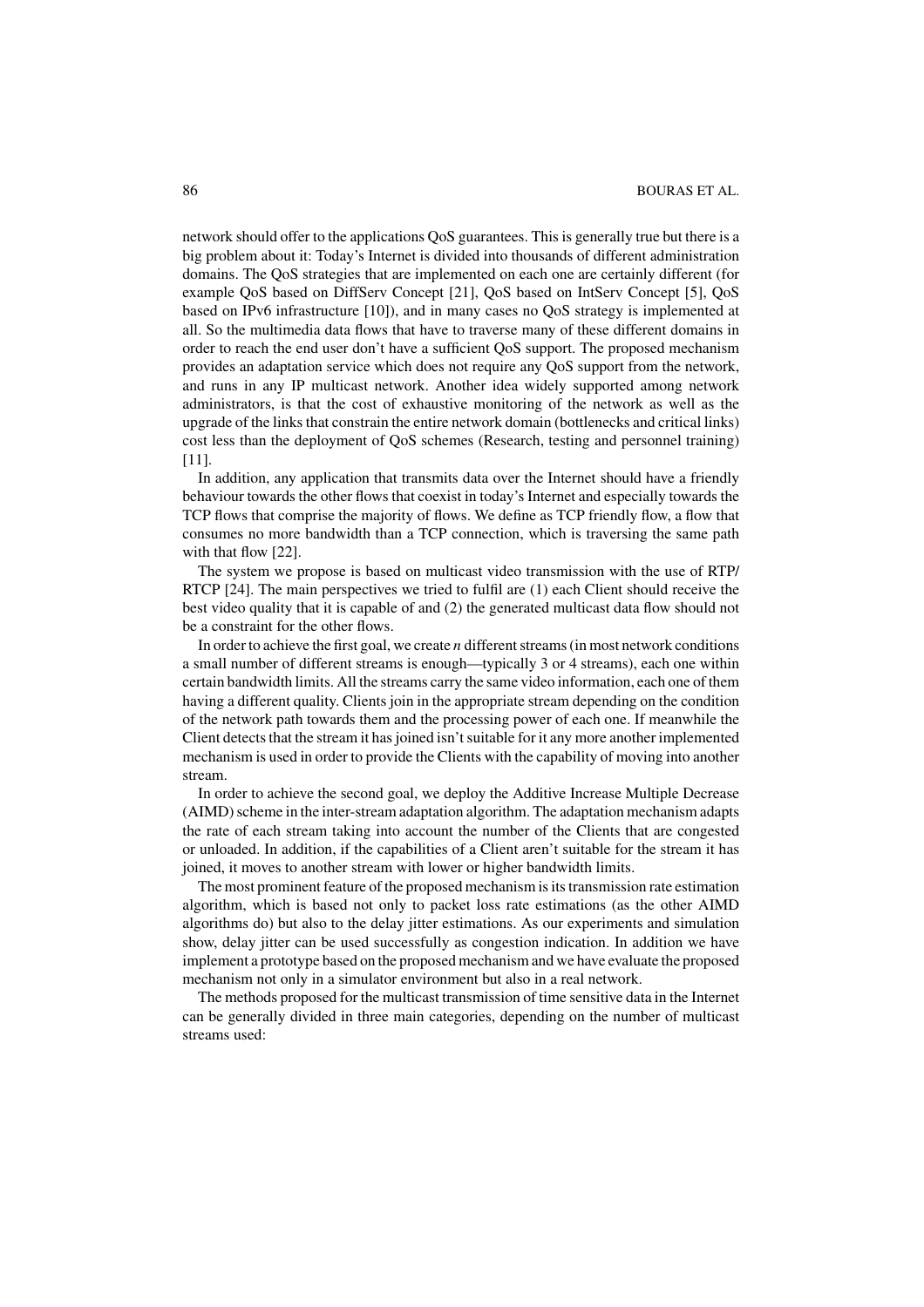network should offer to the applications QoS guarantees. This is generally true but there is a big problem about it: Today's Internet is divided into thousands of different administration domains. The QoS strategies that are implemented on each one are certainly different (for example QoS based on DiffServ Concept [21], QoS based on IntServ Concept [5], QoS based on IPv6 infrastructure [10]), and in many cases no QoS strategy is implemented at all. So the multimedia data flows that have to traverse many of these different domains in order to reach the end user don't have a sufficient QoS support. The proposed mechanism provides an adaptation service which does not require any QoS support from the network, and runs in any IP multicast network. Another idea widely supported among network administrators, is that the cost of exhaustive monitoring of the network as well as the upgrade of the links that constrain the entire network domain (bottlenecks and critical links) cost less than the deployment of QoS schemes (Research, testing and personnel training) [11].

In addition, any application that transmits data over the Internet should have a friendly behaviour towards the other flows that coexist in today's Internet and especially towards the TCP flows that comprise the majority of flows. We define as TCP friendly flow, a flow that consumes no more bandwidth than a TCP connection, which is traversing the same path with that flow [22].

The system we propose is based on multicast video transmission with the use of RTP/RTCP [24]. The main perspectives we tried to fulfil are (1) each Client should receive the best video quality that it is capable of and (2) the generated multicast data flow should not be a constraint for the other flows.

In order to achieve the first goal, we create *n* different streams (in most network conditions a small number of different streams is enough—typically 3 or 4 streams), each one within certain bandwidth limits. All the streams carry the same video information, each one of them having a different quality. Clients join in the appropriate stream depending on the condition of the network path towards them and the processing power of each one. If meanwhile the Client detects that the stream it has joined isn't suitable for it any more another implemented mechanism is used in order to provide the Clients with the capability of moving into another stream.

In order to achieve the second goal, we deploy the Additive Increase Multiple Decrease (AIMD) scheme in the inter-stream adaptation algorithm. The adaptation mechanism adapts the rate of each stream taking into account the number of the Clients that are congested or unloaded. In addition, if the capabilities of a Client aren't suitable for the stream it has joined, it moves to another stream with lower or higher bandwidth limits.

The most prominent feature of the proposed mechanism is its transmission rate estimation algorithm, which is based not only to packet loss rate estimations (as the other AIMD algorithms do) but also to the delay jitter estimations. As our experiments and simulation show, delay jitter can be used successfully as congestion indication. In addition we have implement a prototype based on the proposed mechanism and we have evaluate the proposed mechanism not only in a simulator environment but also in a real network.

The methods proposed for the multicast transmission of time sensitive data in the Internet can be generally divided in three main categories, depending on the number of multicast streams used: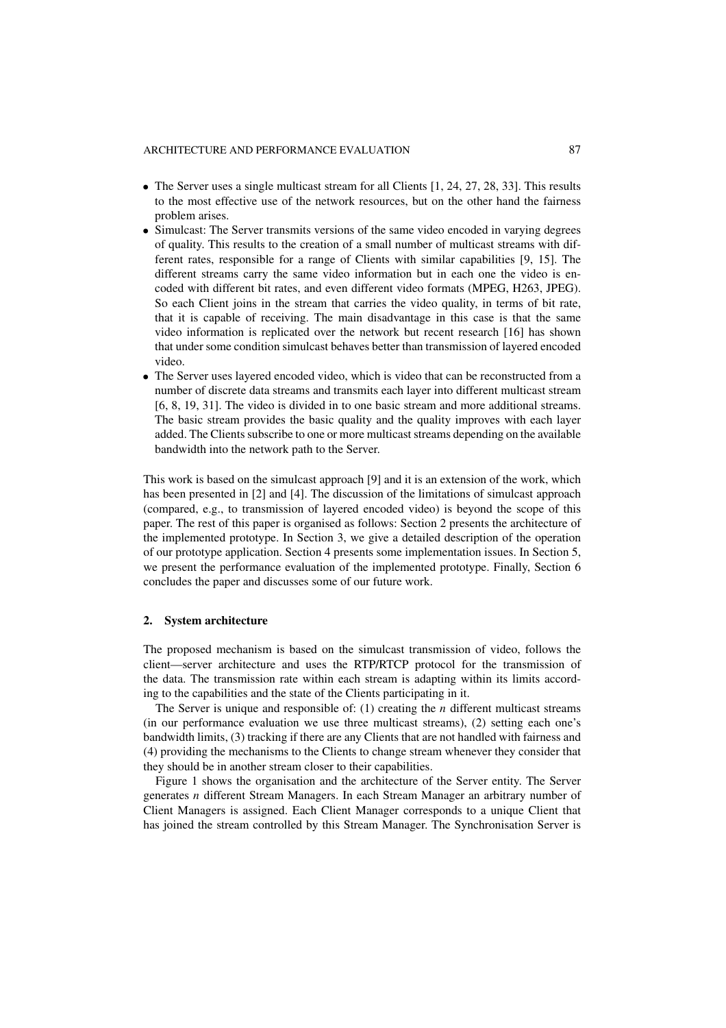- The Server uses a single multicast stream for all Clients [1, 24, 27, 28, 33]. This results to the most effective use of the network resources, but on the other hand the fairness problem arises.
- Simulcast: The Server transmits versions of the same video encoded in varying degrees of quality. This results to the creation of a small number of multicast streams with different rates, responsible for a range of Clients with similar capabilities [9, 15]. The different streams carry the same video information but in each one the video is encoded with different bit rates, and even different video formats (MPEG, H263, JPEG). So each Client joins in the stream that carries the video quality, in terms of bit rate, that it is capable of receiving. The main disadvantage in this case is that the same video information is replicated over the network but recent research [16] has shown that under some condition simulcast behaves better than transmission of layered encoded video.
- The Server uses layered encoded video, which is video that can be reconstructed from a number of discrete data streams and transmits each layer into different multicast stream [6, 8, 19, 31]. The video is divided in to one basic stream and more additional streams. The basic stream provides the basic quality and the quality improves with each layer added. The Clients subscribe to one or more multicast streams depending on the available bandwidth into the network path to the Server.

This work is based on the simulcast approach [9] and it is an extension of the work, which has been presented in [2] and [4]. The discussion of the limitations of simulcast approach (compared, e.g., to transmission of layered encoded video) is beyond the scope of this paper. The rest of this paper is organised as follows: Section 2 presents the architecture of the implemented prototype. In Section 3, we give a detailed description of the operation of our prototype application. Section 4 presents some implementation issues. In Section 5, we present the performance evaluation of the implemented prototype. Finally, Section 6 concludes the paper and discusses some of our future work.

## 2. System architecture

The proposed mechanism is based on the simulcast transmission of video, follows the client—server architecture and uses the RTP/RTCP protocol for the transmission of the data. The transmission rate within each stream is adapting within its limits according to the capabilities and the state of the Clients participating in it.

The Server is unique and responsible of: (1) creating the $n$ different multicast streams (in our performance evaluation we use three multicast streams), (2) setting each one's bandwidth limits, (3) tracking if there are any Clients that are not handled with fairness and (4) providing the mechanisms to the Clients to change stream whenever they consider that they should be in another stream closer to their capabilities.

Figure 1 shows the organisation and the architecture of the Server entity. The Server generates $n$ different Stream Managers. In each Stream Manager an arbitrary number of Client Managers is assigned. Each Client Manager corresponds to a unique Client that has joined the stream controlled by this Stream Manager. The Synchronisation Server is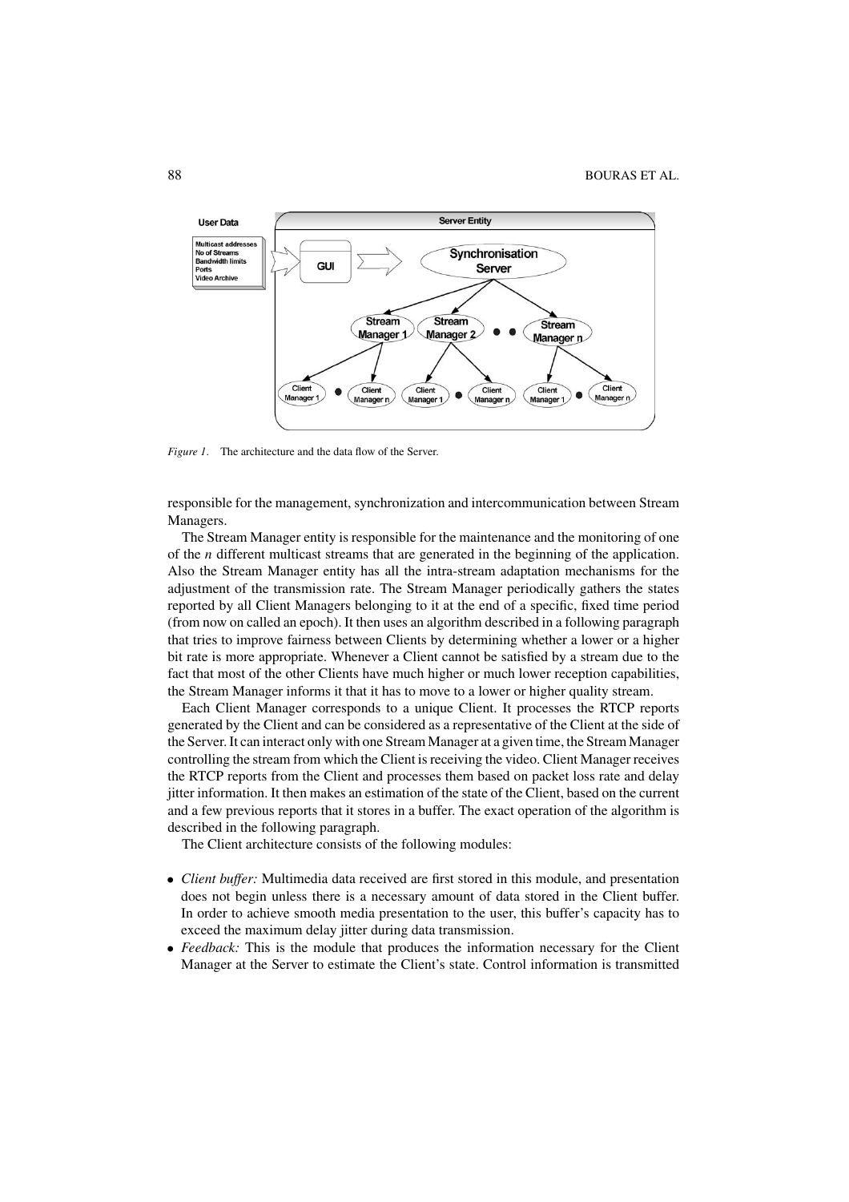User Data

Multicast addresses
No of Streams
Bandwidth limits
Ports
Video Archive

Server Entity

GUI

Synchronisation Server

Stream Manager 1

Stream Manager 2

Stream Manager n

Client Manager 1

Client Manager n

Client Manager 1

Client Manager n

Client Manager 1

Client Manager n

*Figure 1*. The architecture and the data flow of the Server.

responsible for the management, synchronization and intercommunication between Stream Managers.

The Stream Manager entity is responsible for the maintenance and the monitoring of one of the *n* different multicast streams that are generated in the beginning of the application. Also the Stream Manager entity has all the intra-stream adaptation mechanisms for the adjustment of the transmission rate. The Stream Manager periodically gathers the states reported by all Client Managers belonging to it at the end of a specific, fixed time period (from now on called an epoch). It then uses an algorithm described in a following paragraph that tries to improve fairness between Clients by determining whether a lower or a higher bit rate is more appropriate. Whenever a Client cannot be satisfied by a stream due to the fact that most of the other Clients have much higher or much lower reception capabilities, the Stream Manager informs it that it has to move to a lower or higher quality stream.

Each Client Manager corresponds to a unique Client. It processes the RTCP reports generated by the Client and can be considered as a representative of the Client at the side of the Server. It can interact only with one Stream Manager at a given time, the Stream Manager controlling the stream from which the Client is receiving the video. Client Manager receives the RTCP reports from the Client and processes them based on packet loss rate and delay jitter information. It then makes an estimation of the state of the Client, based on the current and a few previous reports that it stores in a buffer. The exact operation of the algorithm is described in the following paragraph.

The Client architecture consists of the following modules:

- *Client buffer:* Multimedia data received are first stored in this module, and presentation does not begin unless there is a necessary amount of data stored in the Client buffer. In order to achieve smooth media presentation to the user, this buffer's capacity has to exceed the maximum delay jitter during data transmission.
- *Feedback:* This is the module that produces the information necessary for the Client Manager at the Server to estimate the Client's state. Control information is transmitted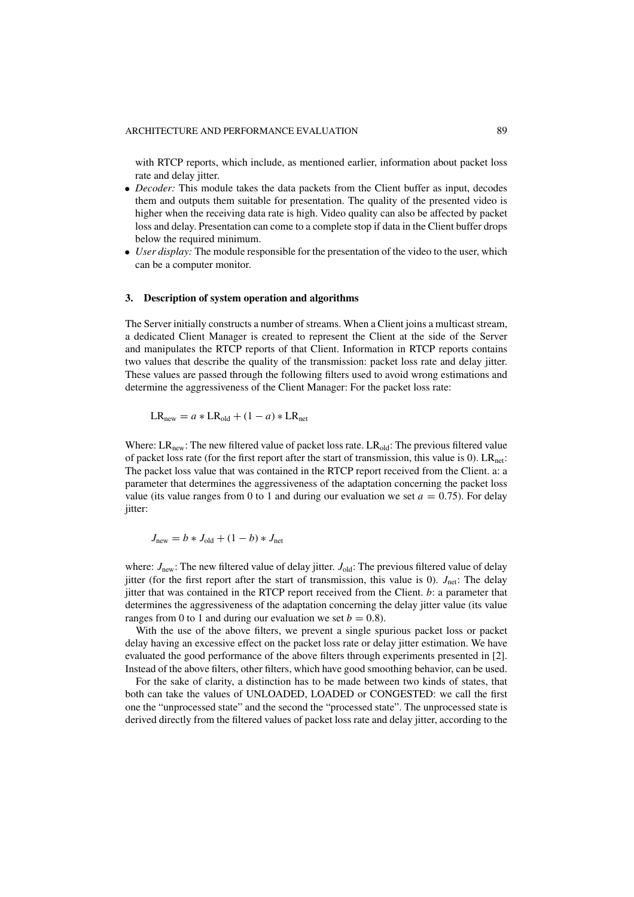with RTCP reports, which include, as mentioned earlier, information about packet loss rate and delay jitter.

- *Decoder:* This module takes the data packets from the Client buffer as input, decodes them and outputs them suitable for presentation. The quality of the presented video is higher when the receiving data rate is high. Video quality can also be affected by packet loss and delay. Presentation can come to a complete stop if data in the Client buffer drops below the required minimum.
- *User display:* The module responsible for the presentation of the video to the user, which can be a computer monitor.

### 3. Description of system operation and algorithms

The Server initially constructs a number of streams. When a Client joins a multicast stream, a dedicated Client Manager is created to represent the Client at the side of the Server and manipulates the RTCP reports of that Client. Information in RTCP reports contains two values that describe the quality of the transmission: packet loss rate and delay jitter. These values are passed through the following filters used to avoid wrong estimations and determine the aggressiveness of the Client Manager: For the packet loss rate:

$$\mathrm{LR}_{\mathrm{new}} = a * \mathrm{LR}_{\mathrm{old}} + (1 - a) * \mathrm{LR}_{\mathrm{net}}$$

Where: $\mathrm{LR}_{\mathrm{new}}$: The new filtered value of packet loss rate. $\mathrm{LR}_{\mathrm{old}}$: The previous filtered value of packet loss rate (for the first report after the start of transmission, this value is 0). $\mathrm{LR}_{\mathrm{net}}$: The packet loss value that was contained in the RTCP report received from the Client. a: a parameter that determines the aggressiveness of the adaptation concerning the packet loss value (its value ranges from 0 to 1 and during our evaluation we set $a = 0.75$). For delay jitter:

$$J_{\mathrm{new}} = b * J_{\mathrm{old}} + (1 - b) * J_{\mathrm{net}}$$

where: $J_{\mathrm{new}}$: The new filtered value of delay jitter. $J_{\mathrm{old}}$: The previous filtered value of delay jitter (for the first report after the start of transmission, this value is 0). $J_{\mathrm{net}}$: The delay jitter that was contained in the RTCP report received from the Client. $b$: a parameter that determines the aggressiveness of the adaptation concerning the delay jitter value (its value ranges from 0 to 1 and during our evaluation we set $b = 0.8$).

With the use of the above filters, we prevent a single spurious packet loss or packet delay having an excessive effect on the packet loss rate or delay jitter estimation. We have evaluated the good performance of the above filters through experiments presented in [2]. Instead of the above filters, other filters, which have good smoothing behavior, can be used.

For the sake of clarity, a distinction has to be made between two kinds of states, that both can take the values of UNLOADED, LOADED or CONGESTED: we call the first one the "unprocessed state" and the second the "processed state". The unprocessed state is derived directly from the filtered values of packet loss rate and delay jitter, according to the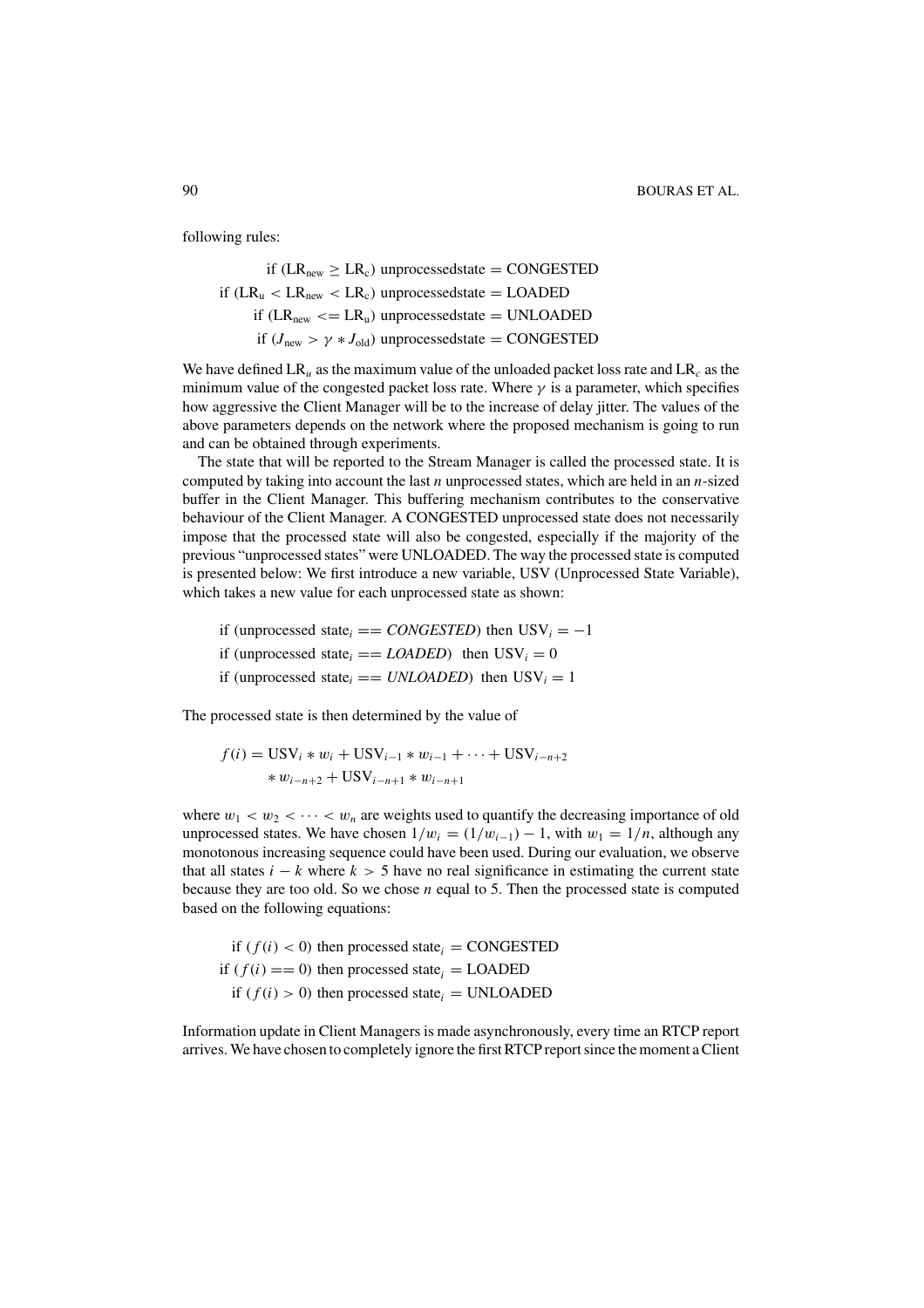following rules:

$$\text{if } (\text{LR}_{\text{new}} \geq \text{LR}_{\text{c}}) \text{ unprocessedstate} = \text{CONGESTED}$$
$$\text{if } (\text{LR}_{\text{u}} < \text{LR}_{\text{new}} < \text{LR}_{\text{c}}) \text{ unprocessedstate} = \text{LOADED}$$
$$\text{if } (\text{LR}_{\text{new}} <= \text{LR}_{\text{u}}) \text{ unprocessedstate} = \text{UNLOADED}$$
$$\text{if } (J_{\text{new}} > \gamma * J_{\text{old}}) \text{ unprocessedstate} = \text{CONGESTED}$$

We have defined $\text{LR}_u$ as the maximum value of the unloaded packet loss rate and $\text{LR}_c$ as the minimum value of the congested packet loss rate. Where $\gamma$ is a parameter, which specifies how aggressive the Client Manager will be to the increase of delay jitter. The values of the above parameters depends on the network where the proposed mechanism is going to run and can be obtained through experiments.

The state that will be reported to the Stream Manager is called the processed state. It is computed by taking into account the last $n$ unprocessed states, which are held in an $n$-sized buffer in the Client Manager. This buffering mechanism contributes to the conservative behaviour of the Client Manager. A CONGESTED unprocessed state does not necessarily impose that the processed state will also be congested, especially if the majority of the previous "unprocessed states" were UNLOADED. The way the processed state is computed is presented below: We first introduce a new variable, USV (Unprocessed State Variable), which takes a new value for each unprocessed state as shown:

$$\text{if (unprocessed state}_i == \textit{CONGESTED}\text{) then } \text{USV}_i = -1$$
$$\text{if (unprocessed state}_i == \textit{LOADED}\text{) then } \text{USV}_i = 0$$
$$\text{if (unprocessed state}_i == \textit{UNLOADED}\text{) then } \text{USV}_i = 1$$

The processed state is then determined by the value of

$$f(i) = \text{USV}_i * w_i + \text{USV}_{i-1} * w_{i-1} + \cdots + \text{USV}_{i-n+2} * w_{i-n+2} + \text{USV}_{i-n+1} * w_{i-n+1}$$

where $w_1 < w_2 < \cdots < w_n$ are weights used to quantify the decreasing importance of old unprocessed states. We have chosen $1/w_i = (1/w_{i-1}) - 1$, with $w_1 = 1/n$, although any monotonous increasing sequence could have been used. During our evaluation, we observe that all states $i - k$ where $k > 5$ have no real significance in estimating the current state because they are too old. So we chose $n$ equal to 5. Then the processed state is computed based on the following equations:

$$\text{if } (f(i) < 0) \text{ then processed state}_i = \text{CONGESTED}$$
$$\text{if } (f(i) == 0) \text{ then processed state}_i = \text{LOADED}$$
$$\text{if } (f(i) > 0) \text{ then processed state}_i = \text{UNLOADED}$$

Information update in Client Managers is made asynchronously, every time an RTCP report arrives. We have chosen to completely ignore the first RTCP report since the moment a Client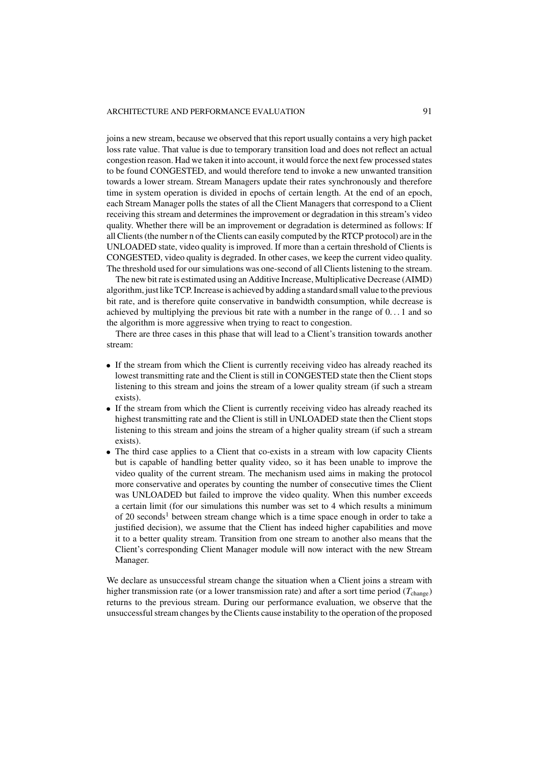joins a new stream, because we observed that this report usually contains a very high packet loss rate value. That value is due to temporary transition load and does not reflect an actual congestion reason. Had we taken it into account, it would force the next few processed states to be found CONGESTED, and would therefore tend to invoke a new unwanted transition towards a lower stream. Stream Managers update their rates synchronously and therefore time in system operation is divided in epochs of certain length. At the end of an epoch, each Stream Manager polls the states of all the Client Managers that correspond to a Client receiving this stream and determines the improvement or degradation in this stream's video quality. Whether there will be an improvement or degradation is determined as follows: If all Clients (the number n of the Clients can easily computed by the RTCP protocol) are in the UNLOADED state, video quality is improved. If more than a certain threshold of Clients is CONGESTED, video quality is degraded. In other cases, we keep the current video quality. The threshold used for our simulations was one-second of all Clients listening to the stream.

The new bit rate is estimated using an Additive Increase, Multiplicative Decrease (AIMD) algorithm, just like TCP. Increase is achieved by adding a standard small value to the previous bit rate, and is therefore quite conservative in bandwidth consumption, while decrease is achieved by multiplying the previous bit rate with a number in the range of 0... 1 and so the algorithm is more aggressive when trying to react to congestion.

There are three cases in this phase that will lead to a Client's transition towards another stream:

- If the stream from which the Client is currently receiving video has already reached its lowest transmitting rate and the Client is still in CONGESTED state then the Client stops listening to this stream and joins the stream of a lower quality stream (if such a stream exists).
- If the stream from which the Client is currently receiving video has already reached its highest transmitting rate and the Client is still in UNLOADED state then the Client stops listening to this stream and joins the stream of a higher quality stream (if such a stream exists).
- The third case applies to a Client that co-exists in a stream with low capacity Clients but is capable of handling better quality video, so it has been unable to improve the video quality of the current stream. The mechanism used aims in making the protocol more conservative and operates by counting the number of consecutive times the Client was UNLOADED but failed to improve the video quality. When this number exceeds a certain limit (for our simulations this number was set to 4 which results a minimum of 20 seconds[1] between stream change which is a time space enough in order to take a justified decision), we assume that the Client has indeed higher capabilities and move it to a better quality stream. Transition from one stream to another also means that the Client's corresponding Client Manager module will now interact with the new Stream Manager.

We declare as unsuccessful stream change the situation when a Client joins a stream with higher transmission rate (or a lower transmission rate) and after a sort time period ($T_{\text{change}}$) returns to the previous stream. During our performance evaluation, we observe that the unsuccessful stream changes by the Clients cause instability to the operation of the proposed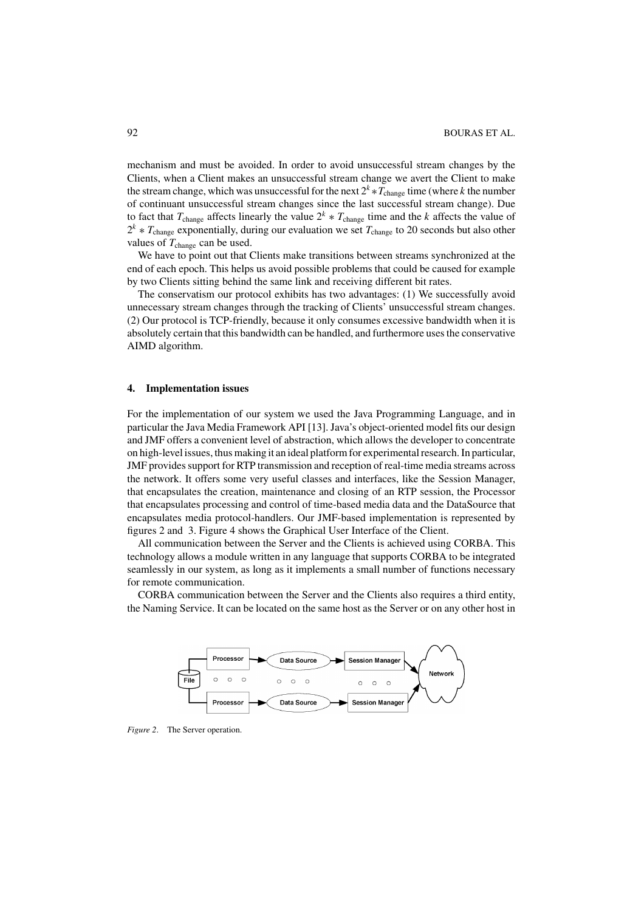mechanism and must be avoided. In order to avoid unsuccessful stream changes by the Clients, when a Client makes an unsuccessful stream change we avert the Client to make the stream change, which was unsuccessful for the next $2^k * T_{\text{change}}$ time (where $k$ the number of continuant unsuccessful stream changes since the last successful stream change). Due to fact that $T_{\text{change}}$ affects linearly the value $2^k * T_{\text{change}}$ time and the $k$ affects the value of $2^k * T_{\text{change}}$ exponentially, during our evaluation we set $T_{\text{change}}$ to 20 seconds but also other values of $T_{\text{change}}$ can be used.

We have to point out that Clients make transitions between streams synchronized at the end of each epoch. This helps us avoid possible problems that could be caused for example by two Clients sitting behind the same link and receiving different bit rates.

The conservatism our protocol exhibits has two advantages: (1) We successfully avoid unnecessary stream changes through the tracking of Clients' unsuccessful stream changes. (2) Our protocol is TCP-friendly, because it only consumes excessive bandwidth when it is absolutely certain that this bandwidth can be handled, and furthermore uses the conservative AIMD algorithm.

## 4. Implementation issues

For the implementation of our system we used the Java Programming Language, and in particular the Java Media Framework API [13]. Java's object-oriented model fits our design and JMF offers a convenient level of abstraction, which allows the developer to concentrate on high-level issues, thus making it an ideal platform for experimental research. In particular, JMF provides support for RTP transmission and reception of real-time media streams across the network. It offers some very useful classes and interfaces, like the Session Manager, that encapsulates the creation, maintenance and closing of an RTP session, the Processor that encapsulates processing and control of time-based media data and the DataSource that encapsulates media protocol-handlers. Our JMF-based implementation is represented by figures 2 and 3. Figure 4 shows the Graphical User Interface of the Client.

All communication between the Server and the Clients is achieved using CORBA. This technology allows a module written in any language that supports CORBA to be integrated seamlessly in our system, as long as it implements a small number of functions necessary for remote communication.

CORBA communication between the Server and the Clients also requires a third entity, the Naming Service. It can be located on the same host as the Server or on any other host in

*Figure 2*. The Server operation.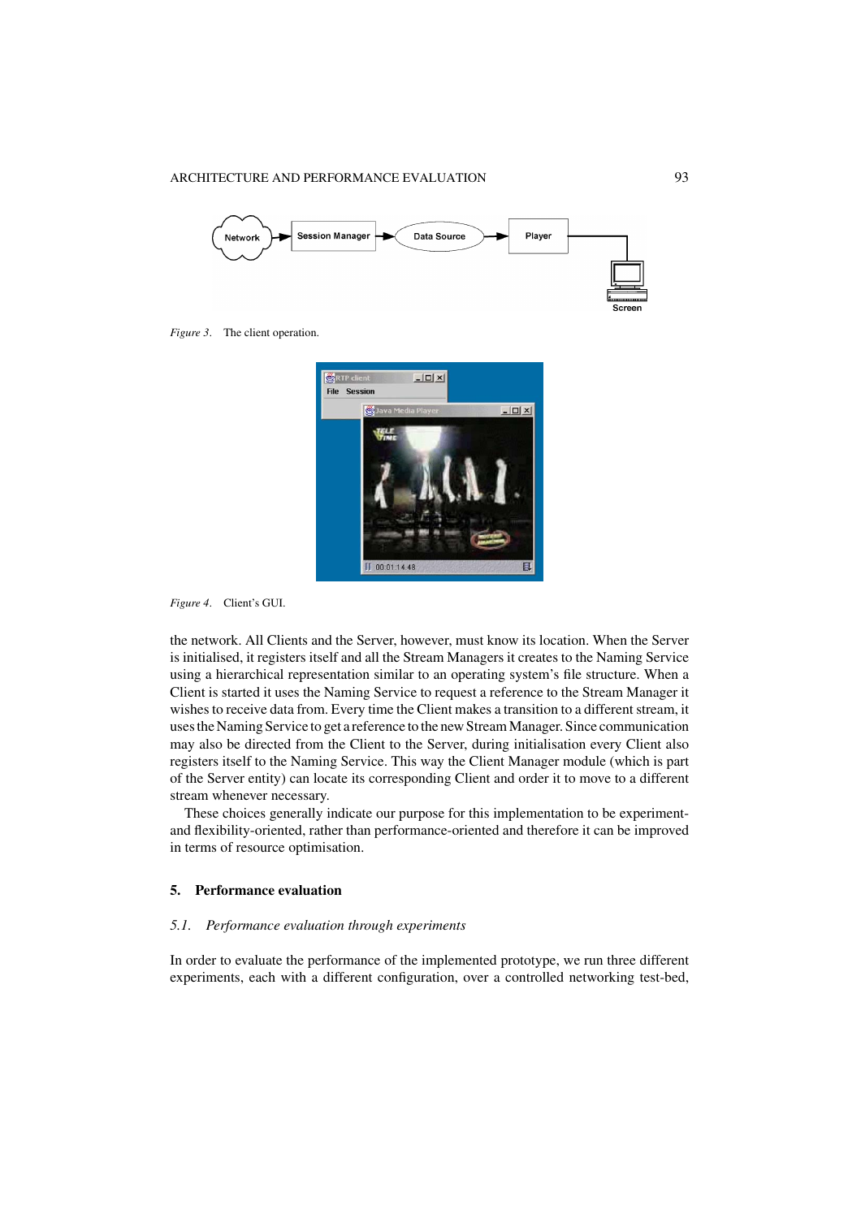*Figure 3.* The client operation.

*Figure 4.* Client's GUI.

the network. All Clients and the Server, however, must know its location. When the Server is initialised, it registers itself and all the Stream Managers it creates to the Naming Service using a hierarchical representation similar to an operating system's file structure. When a Client is started it uses the Naming Service to request a reference to the Stream Manager it wishes to receive data from. Every time the Client makes a transition to a different stream, it uses the Naming Service to get a reference to the new Stream Manager. Since communication may also be directed from the Client to the Server, during initialisation every Client also registers itself to the Naming Service. This way the Client Manager module (which is part of the Server entity) can locate its corresponding Client and order it to move to a different stream whenever necessary.

These choices generally indicate our purpose for this implementation to be experiment- and flexibility-oriented, rather than performance-oriented and therefore it can be improved in terms of resource optimisation.

## 5. Performance evaluation

### *5.1. Performance evaluation through experiments*

In order to evaluate the performance of the implemented prototype, we run three different experiments, each with a different configuration, over a controlled networking test-bed,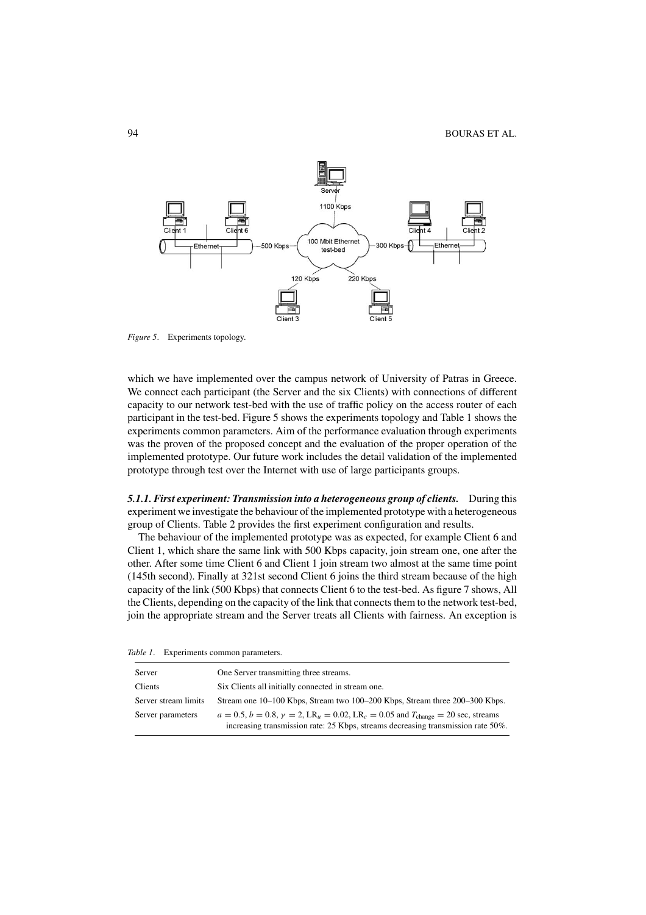*Figure 5*. Experiments topology.

which we have implemented over the campus network of University of Patras in Greece. We connect each participant (the Server and the six Clients) with connections of different capacity to our network test-bed with the use of traffic policy on the access router of each participant in the test-bed. Figure 5 shows the experiments topology and Table 1 shows the experiments common parameters. Aim of the performance evaluation through experiments was the proven of the proposed concept and the evaluation of the proper operation of the implemented prototype. Our future work includes the detail validation of the implemented prototype through test over the Internet with use of large participants groups.

***5.1.1. First experiment: Transmission into a heterogeneous group of clients.*** During this experiment we investigate the behaviour of the implemented prototype with a heterogeneous group of Clients. Table 2 provides the first experiment configuration and results.

The behaviour of the implemented prototype was as expected, for example Client 6 and Client 1, which share the same link with 500 Kbps capacity, join stream one, one after the other. After some time Client 6 and Client 1 join stream two almost at the same time point (145th second). Finally at 321st second Client 6 joins the third stream because of the high capacity of the link (500 Kbps) that connects Client 6 to the test-bed. As figure 7 shows, All the Clients, depending on the capacity of the link that connects them to the network test-bed, join the appropriate stream and the Server treats all Clients with fairness. An exception is

*Table 1*. Experiments common parameters.

| | |
|---|---|
| Server | One Server transmitting three streams. |
| Clients | Six Clients all initially connected in stream one. |
| Server stream limits | Stream one 10–100 Kbps, Stream two 100–200 Kbps, Stream three 200–300 Kbps. |
| Server parameters | $a = 0.5$, $b = 0.8$, $\gamma = 2$, $\text{LR}_u = 0.02$, $\text{LR}_c = 0.05$ and $T_{\text{change}} = 20$ sec, streams increasing transmission rate: 25 Kbps, streams decreasing transmission rate 50%. |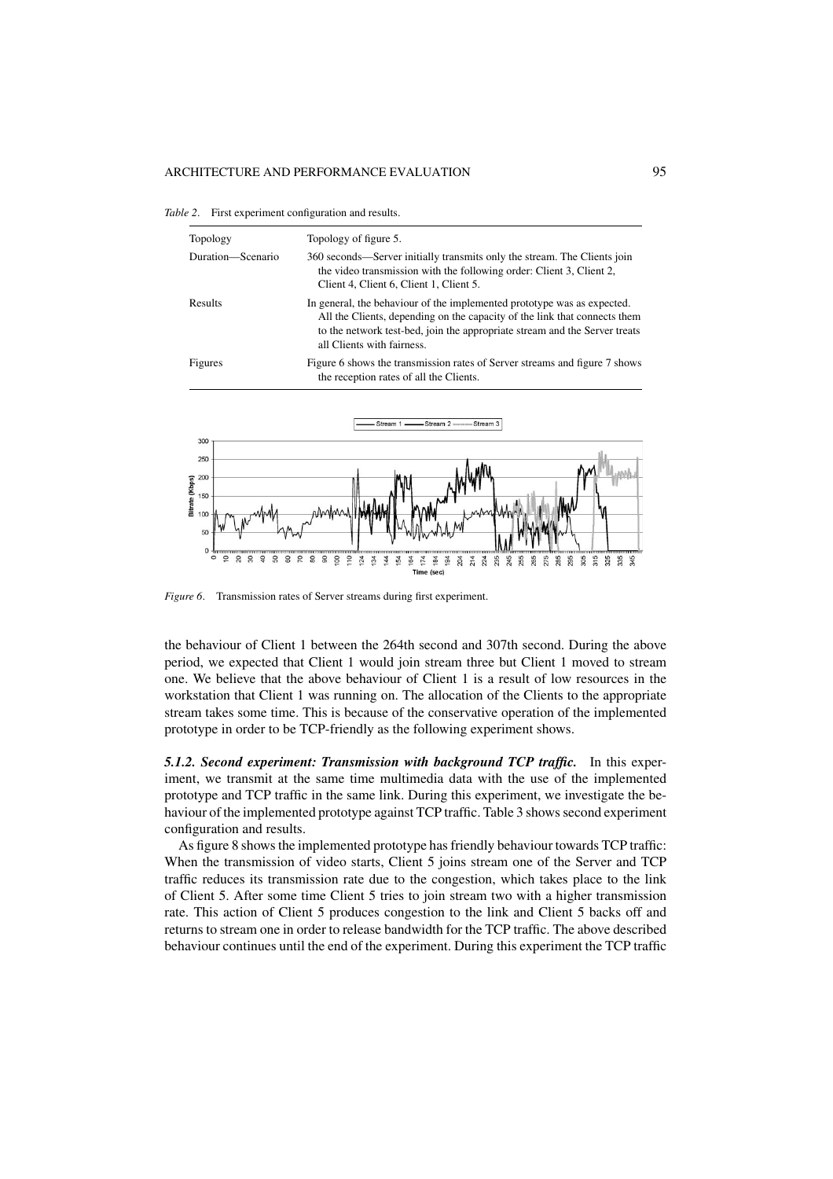*Table 2*. First experiment configuration and results.

| | |
|---|---|
| Topology | Topology of figure 5. |
| Duration—Scenario | 360 seconds—Server initially transmits only the stream. The Clients join the video transmission with the following order: Client 3, Client 2, Client 4, Client 6, Client 1, Client 5. |
| Results | In general, the behaviour of the implemented prototype was as expected. All the Clients, depending on the capacity of the link that connects them to the network test-bed, join the appropriate stream and the Server treats all the Clients with fairness. |
| Figures | Figure 6 shows the transmission rates of Server streams and figure 7 shows the reception rates of all the Clients. |

*Figure 6*. Transmission rates of Server streams during first experiment.

the behaviour of Client 1 between the 264th second and 307th second. During the above period, we expected that Client 1 would join stream three but Client 1 moved to stream one. We believe that the above behaviour of Client 1 is a result of low resources in the workstation that Client 1 was running on. The allocation of the Clients to the appropriate stream takes some time. This is because of the conservative operation of the implemented prototype in order to be TCP-friendly as the following experiment shows.

***5.1.2. Second experiment: Transmission with background TCP traffic.*** In this experiment, we transmit at the same time multimedia data with the use of the implemented prototype and TCP traffic in the same link. During this experiment, we investigate the behaviour of the implemented prototype against TCP traffic. Table 3 shows second experiment configuration and results.

As figure 8 shows the implemented prototype has friendly behaviour towards TCP traffic: When the transmission of video starts, Client 5 joins stream one of the Server and TCP traffic reduces its transmission rate due to the congestion, which takes place to the link of Client 5. After some time Client 5 tries to join stream two with a higher transmission rate. This action of Client 5 produces congestion to the link and Client 5 backs off and returns to stream one in order to release bandwidth for the TCP traffic. The above described behaviour continues until the end of the experiment. During this experiment the TCP traffic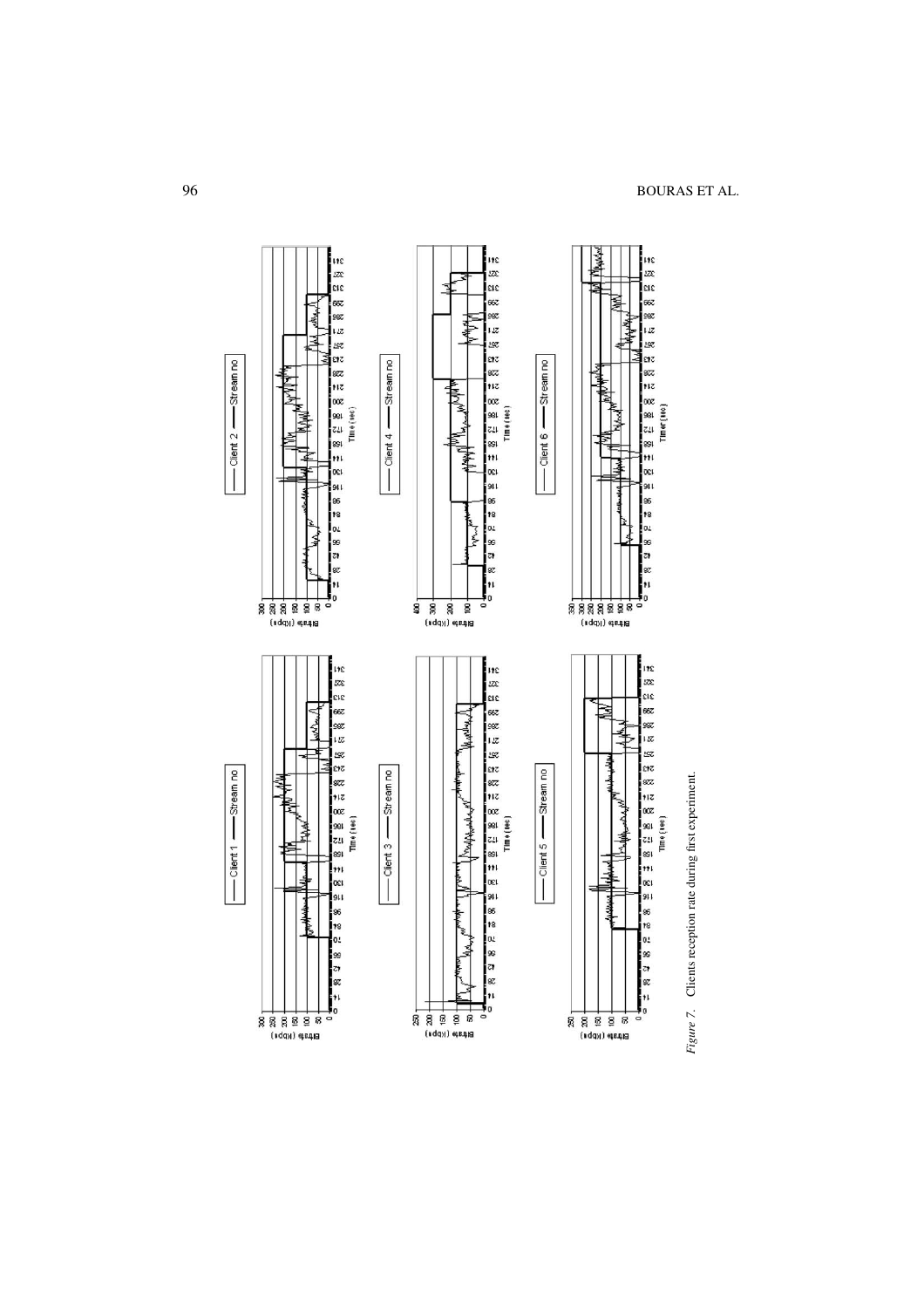*Figure 7.* Clients reception rate during first experiment.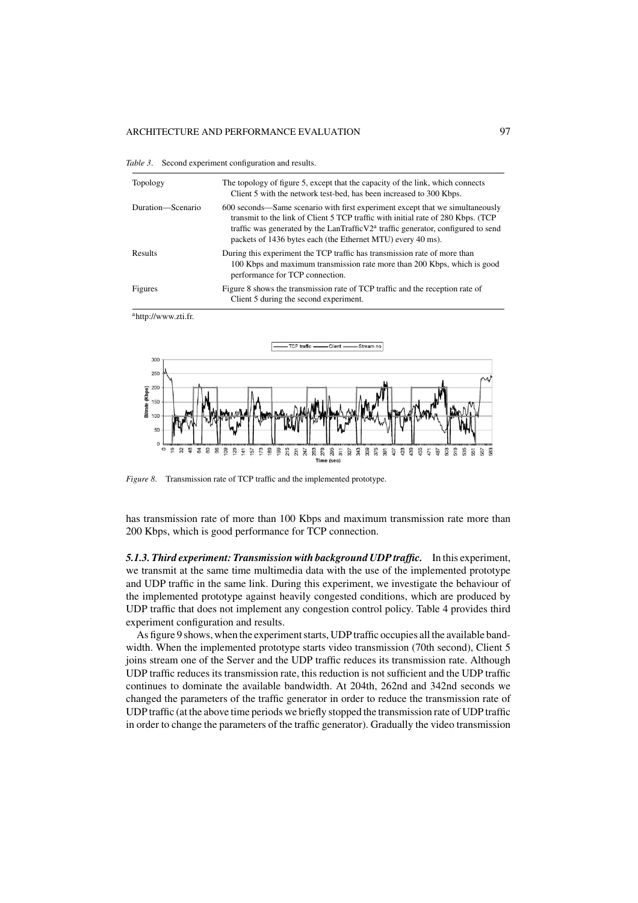*Table 3*. Second experiment configuration and results.

| | |
|---|---|
| Topology | The topology of figure 5, except that the capacity of the link, which connects Client 5 with the network test-bed, has been increased to 300 Kbps. |
| Duration—Scenario | 600 seconds—Same scenario with first experiment except that we simultaneously transmit to the link of Client 5 TCP traffic with initial rate of 280 Kbps. (TCP traffic was generated by the LanTrafficV2[a] traffic generator, configured to send packets of 1436 bytes each (the Ethernet MTU) every 40 ms). |
| Results | During this experiment the TCP traffic has transmission rate of more than 100 Kbps and maximum transmission rate more than 200 Kbps, which is good performance for TCP connection. |
| Figures | Figure 8 shows the transmission rate of TCP traffic and the reception rate of Client 5 during the second experiment. |

[a]http://www.zti.fr.

*Figure 8*. Transmission rate of TCP traffic and the implemented prototype.

has transmission rate of more than 100 Kbps and maximum transmission rate more than 200 Kbps, which is good performance for TCP connection.

***5.1.3. Third experiment: Transmission with background UDP traffic.*** In this experiment, we transmit at the same time multimedia data with the use of the implemented prototype and UDP traffic in the same link. During this experiment, we investigate the behaviour of the implemented prototype against heavily congested conditions, which are produced by UDP traffic that does not implement any congestion control policy. Table 4 provides third experiment configuration and results.

As figure 9 shows, when the experiment starts, UDP traffic occupies all the available bandwidth. When the implemented prototype starts video transmission (70th second), Client 5 joins stream one of the Server and the UDP traffic reduces its transmission rate. Although UDP traffic reduces its transmission rate, this reduction is not sufficient and the UDP traffic continues to dominate the available bandwidth. At 204th, 262nd and 342nd seconds we changed the parameters of the traffic generator in order to reduce the transmission rate of UDP traffic (at the above time periods we briefly stopped the transmission rate of UDP traffic in order to change the parameters of the traffic generator). Gradually the video transmission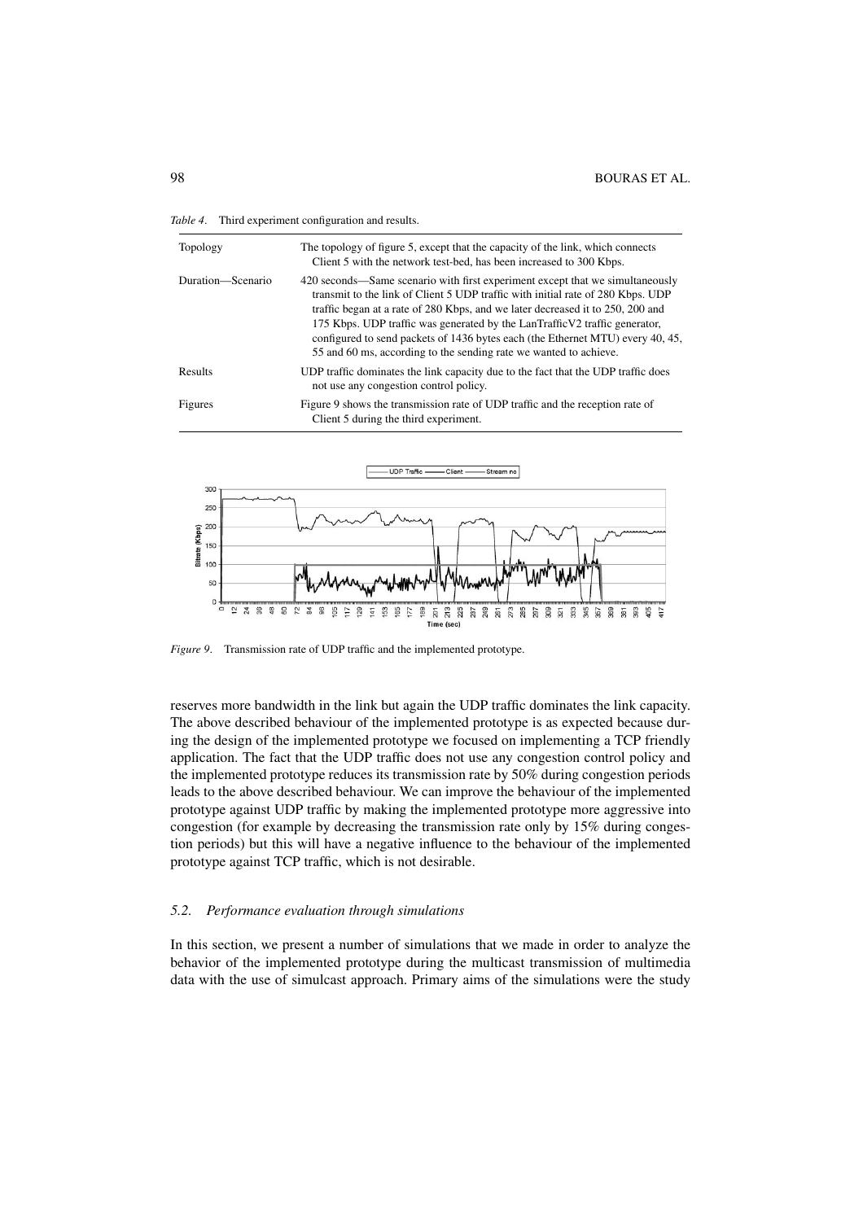*Table 4*. Third experiment configuration and results.

| | |
|---|---|
| Topology | The topology of figure 5, except that the capacity of the link, which connects Client 5 with the network test-bed, has been increased to 300 Kbps. |
| Duration—Scenario | 420 seconds—Same scenario with first experiment except that we simultaneously transmit to the link of Client 5 UDP traffic with initial rate of 280 Kbps. UDP traffic began at a rate of 280 Kbps, and we later decreased it to 250, 200 and 175 Kbps. UDP traffic was generated by the LanTrafficV2 traffic generator, configured to send packets of 1436 bytes each (the Ethernet MTU) every 40, 45, 55 and 60 ms, according to the sending rate we wanted to achieve. |
| Results | UDP traffic dominates the link capacity due to the fact that the UDP traffic does not use any congestion control policy. |
| Figures | Figure 9 shows the transmission rate of UDP traffic and the reception rate of Client 5 during the third experiment. |

*Figure 9*. Transmission rate of UDP traffic and the implemented prototype.

reserves more bandwidth in the link but again the UDP traffic dominates the link capacity. The above described behaviour of the implemented prototype is as expected because during the design of the implemented prototype we focused on implementing a TCP friendly application. The fact that the UDP traffic does not use any congestion control policy and the implemented prototype reduces its transmission rate by 50% during congestion periods leads to the above described behaviour. We can improve the behaviour of the implemented prototype against UDP traffic by making the implemented prototype more aggressive into congestion (for example by decreasing the transmission rate only by 15% during congestion periods) but this will have a negative influence to the behaviour of the implemented prototype against TCP traffic, which is not desirable.

### *5.2. Performance evaluation through simulations*

In this section, we present a number of simulations that we made in order to analyze the behavior of the implemented prototype during the multicast transmission of multimedia data with the use of simulcast approach. Primary aims of the simulations were the study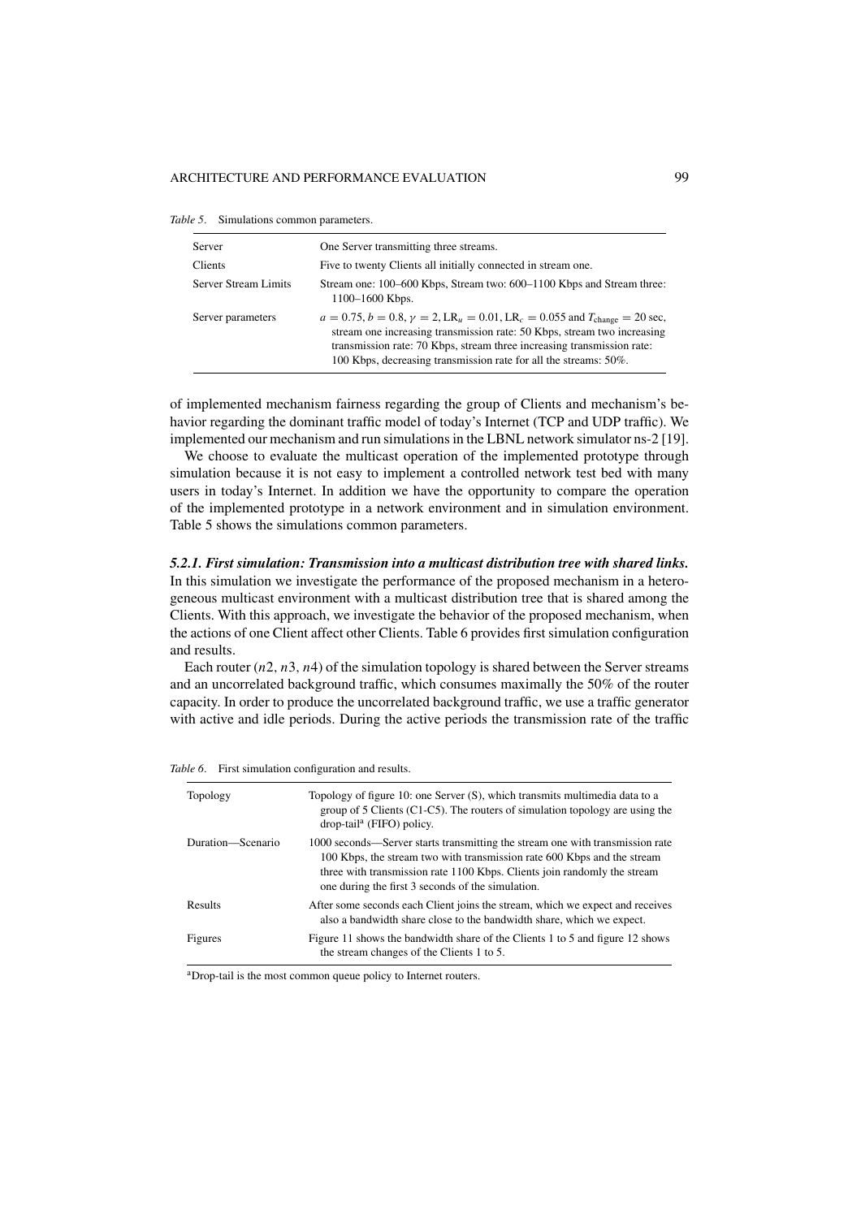*Table 5*. Simulations common parameters.

| | |
|---|---|
| Server | One Server transmitting three streams. |
| Clients | Five to twenty Clients all initially connected in stream one. |
| Server Stream Limits | Stream one: 100–600 Kbps, Stream two: 600–1100 Kbps and Stream three: 1100–1600 Kbps. |
| Server parameters | $a = 0.75$, $b = 0.8$, $\gamma = 2$, $\mathrm{LR}_u = 0.01$, $\mathrm{LR}_c = 0.055$ and $T_{\mathrm{change}} = 20$ sec, stream one increasing transmission rate: 50 Kbps, stream two increasing transmission rate: 70 Kbps, stream three increasing transmission rate: 100 Kbps, decreasing transmission rate for all the streams: 50%. |

of implemented mechanism fairness regarding the group of Clients and mechanism's behavior regarding the dominant traffic model of today's Internet (TCP and UDP traffic). We implemented our mechanism and run simulations in the LBNL network simulator ns-2 [19].

We choose to evaluate the multicast operation of the implemented prototype through simulation because it is not easy to implement a controlled network test bed with many users in today's Internet. In addition we have the opportunity to compare the operation of the implemented prototype in a network environment and in simulation environment. Table 5 shows the simulations common parameters.

***5.2.1. First simulation: Transmission into a multicast distribution tree with shared links.*** In this simulation we investigate the performance of the proposed mechanism in a heterogeneous multicast environment with a multicast distribution tree that is shared among the Clients. With this approach, we investigate the behavior of the proposed mechanism, when the actions of one Client affect other Clients. Table 6 provides first simulation configuration and results.

Each router ($n2$, $n3$, $n4$) of the simulation topology is shared between the Server streams and an uncorrelated background traffic, which consumes maximally the 50% of the router capacity. In order to produce the uncorrelated background traffic, we use a traffic generator with active and idle periods. During the active periods the transmission rate of the traffic

*Table 6*. First simulation configuration and results.

| | |
|---|---|
| Topology | Topology of figure 10: one Server (S), which transmits multimedia data to a group of 5 Clients (C1-C5). The routers of simulation topology are using the drop-tail[a] (FIFO) policy. |
| Duration—Scenario | 1000 seconds—Server starts transmitting the stream one with transmission rate 100 Kbps, the stream two with transmission rate 600 Kbps and the stream three with transmission rate 1100 Kbps. Clients join randomly the stream one during the first 3 seconds of the simulation. |
| Results | After some seconds each Client joins the stream, which we expect and receives also a bandwidth share close to the bandwidth share, which we expect. |
| Figures | Figure 11 shows the bandwidth share of the Clients 1 to 5 and figure 12 shows the stream changes of the Clients 1 to 5. |

[a]Drop-tail is the most common queue policy to Internet routers.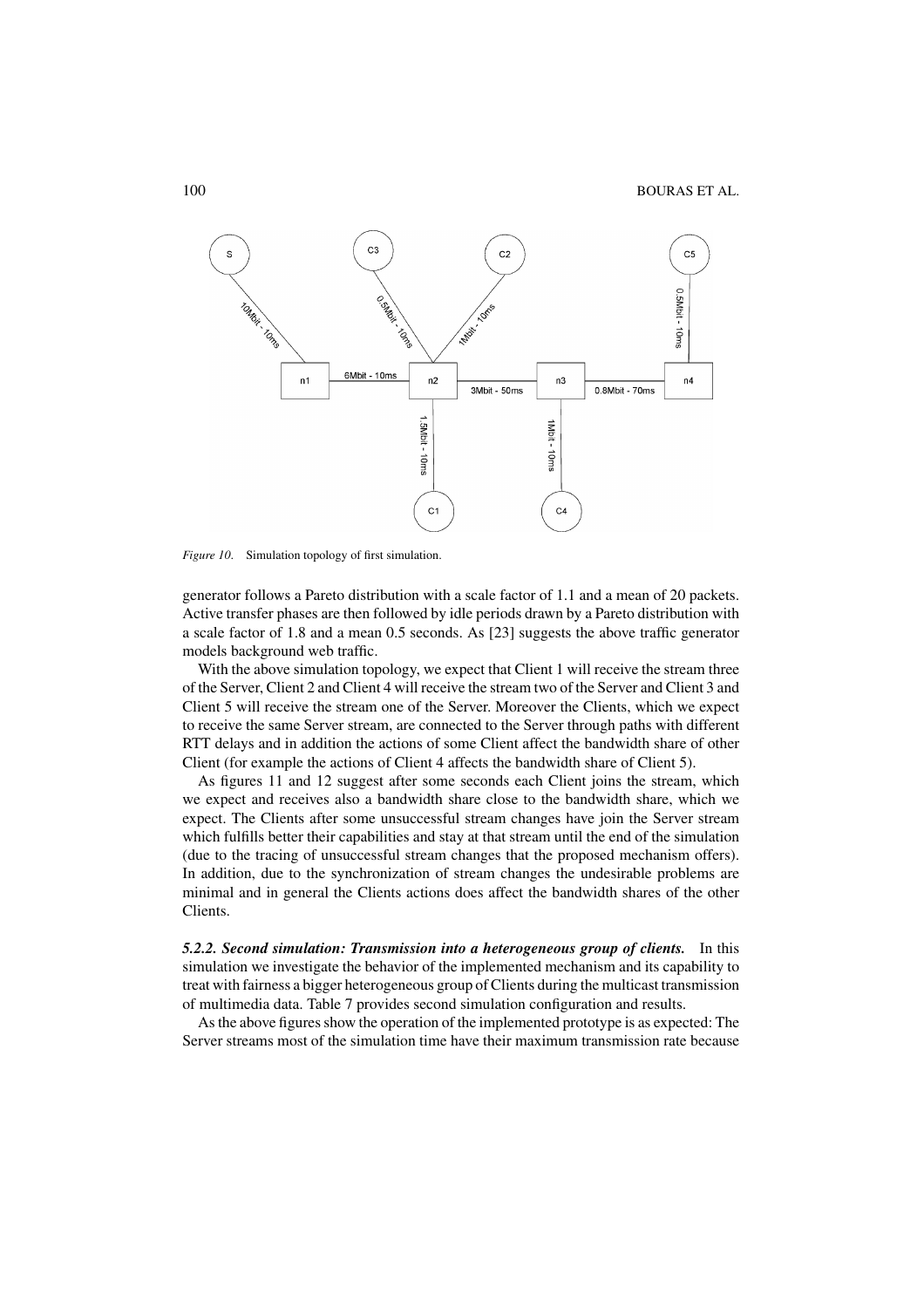*Figure 10.* Simulation topology of first simulation.

generator follows a Pareto distribution with a scale factor of 1.1 and a mean of 20 packets. Active transfer phases are then followed by idle periods drawn by a Pareto distribution with a scale factor of 1.8 and a mean 0.5 seconds. As [23] suggests the above traffic generator models background web traffic.

With the above simulation topology, we expect that Client 1 will receive the stream three of the Server, Client 2 and Client 4 will receive the stream two of the Server and Client 3 and Client 5 will receive the stream one of the Server. Moreover the Clients, which we expect to receive the same Server stream, are connected to the Server through paths with different RTT delays and in addition the actions of some Client affect the bandwidth share of other Client (for example the actions of Client 4 affects the bandwidth share of Client 5).

As figures 11 and 12 suggest after some seconds each Client joins the stream, which we expect and receives also a bandwidth share close to the bandwidth share, which we expect. The Clients after some unsuccessful stream changes have join the Server stream which fulfills better their capabilities and stay at that stream until the end of the simulation (due to the tracing of unsuccessful stream changes that the proposed mechanism offers). In addition, due to the synchronization of stream changes the undesirable problems are minimal and in general the Clients actions does affect the bandwidth shares of the other Clients.

***5.2.2. Second simulation: Transmission into a heterogeneous group of clients.*** In this simulation we investigate the behavior of the implemented mechanism and its capability to treat with fairness a bigger heterogeneous group of Clients during the multicast transmission of multimedia data. Table 7 provides second simulation configuration and results.

As the above figures show the operation of the implemented prototype is as expected: The Server streams most of the simulation time have their maximum transmission rate because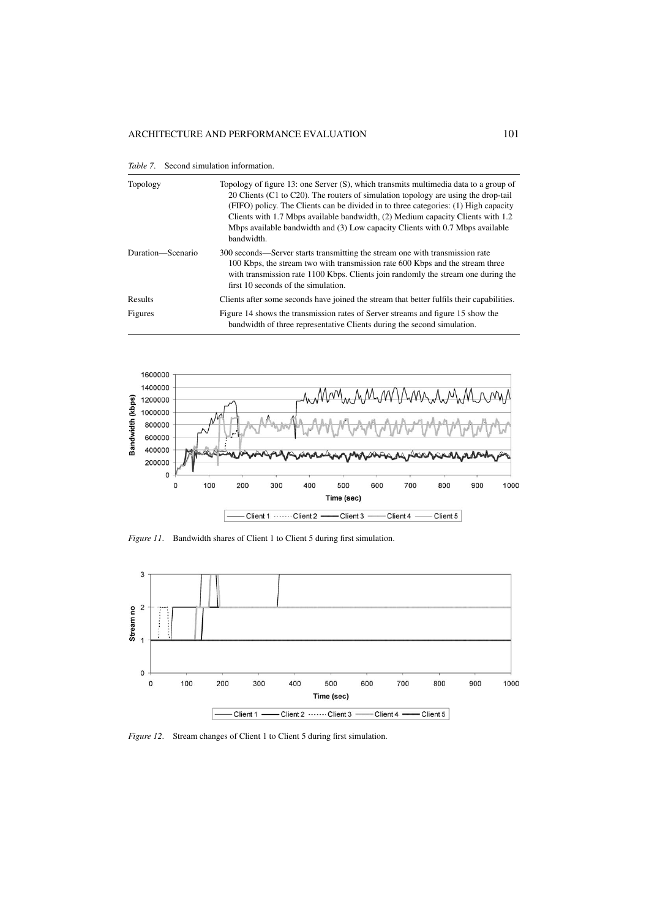*Table 7*. Second simulation information.

| | |
|---|---|
| Topology | Topology of figure 13: one Server (S), which transmits multimedia data to a group of 20 Clients (C1 to C20). The routers of simulation topology are using the drop-tail (FIFO) policy. The Clients can be divided in to three categories: (1) High capacity Clients with 1.7 Mbps available bandwidth, (2) Medium capacity Clients with 1.2 Mbps available bandwidth and (3) Low capacity Clients with 0.7 Mbps available bandwidth. |
| Duration—Scenario | 300 seconds—Server starts transmitting the stream one with transmission rate 100 Kbps, the stream two with transmission rate 600 Kbps and the stream three with transmission rate 1100 Kbps. Clients join randomly the stream one during the first 10 seconds of the simulation. |
| Results | Clients after some seconds have joined the stream that better fulfils their capabilities. |
| Figures | Figure 14 shows the transmission rates of Server streams and figure 15 show the bandwidth of three representative Clients during the second simulation. |

*Figure 11*. Bandwidth shares of Client 1 to Client 5 during first simulation.

*Figure 12*. Stream changes of Client 1 to Client 5 during first simulation.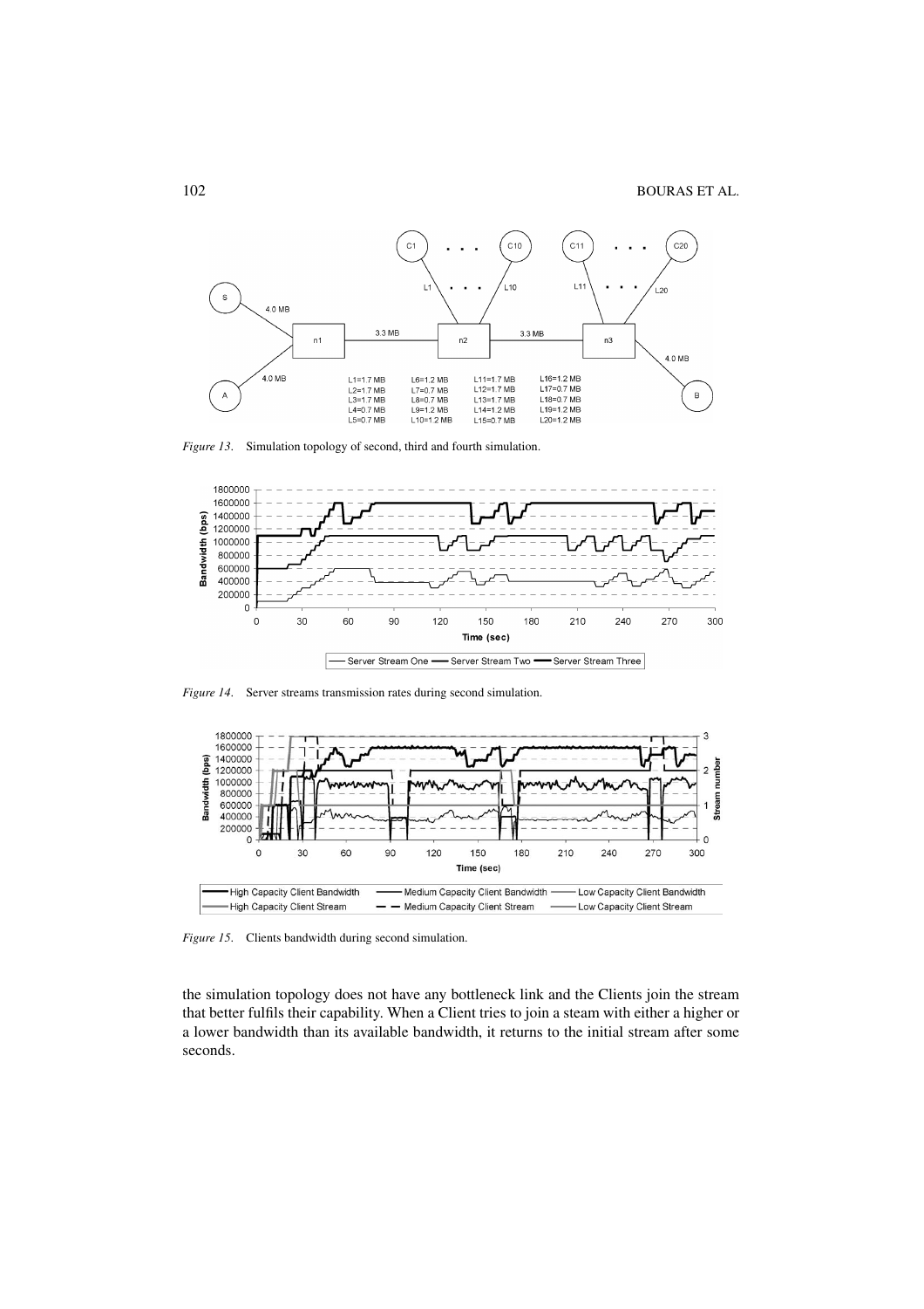*Figure 13.* Simulation topology of second, third and fourth simulation.

*Figure 14.* Server streams transmission rates during second simulation.

*Figure 15.* Clients bandwidth during second simulation.

the simulation topology does not have any bottleneck link and the Clients join the stream that better fulfils their capability. When a Client tries to join a steam with either a higher or a lower bandwidth than its available bandwidth, it returns to the initial stream after some seconds.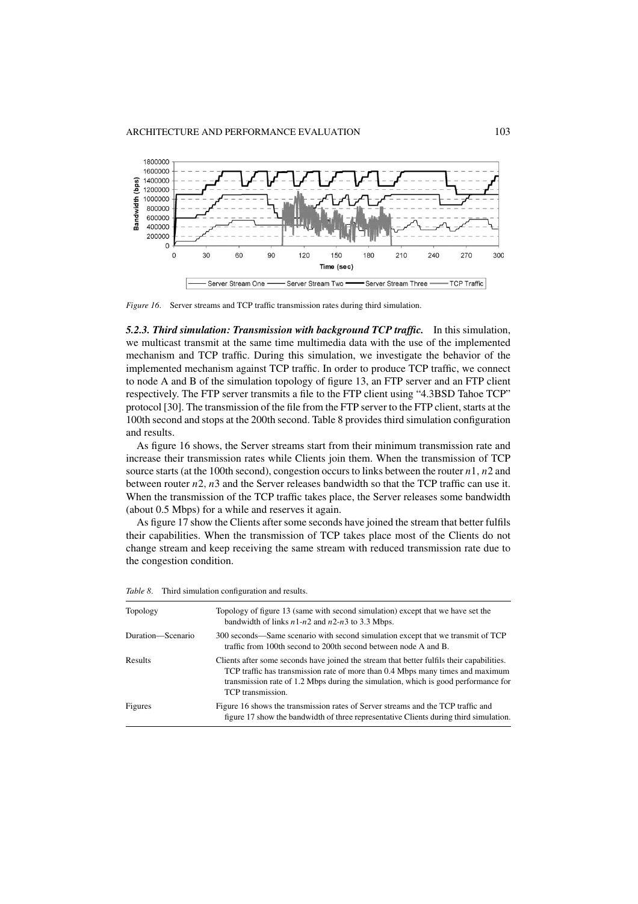*Figure 16*. Server streams and TCP traffic transmission rates during third simulation.

***5.2.3. Third simulation: Transmission with background TCP traffic.*** In this simulation, we multicast transmit at the same time multimedia data with the use of the implemented mechanism and TCP traffic. During this simulation, we investigate the behavior of the implemented mechanism against TCP traffic. In order to produce TCP traffic, we connect to node A and B of the simulation topology of figure 13, an FTP server and an FTP client respectively. The FTP server transmits a file to the FTP client using "4.3BSD Tahoe TCP" protocol [30]. The transmission of the file from the FTP server to the FTP client, starts at the 100th second and stops at the 200th second. Table 8 provides third simulation configuration and results.

As figure 16 shows, the Server streams start from their minimum transmission rate and increase their transmission rates while Clients join them. When the transmission of TCP source starts (at the 100th second), congestion occurs to links between the router $n1$, $n2$ and between router $n2$, $n3$ and the Server releases bandwidth so that the TCP traffic can use it. When the transmission of the TCP traffic takes place, the Server releases some bandwidth (about 0.5 Mbps) for a while and reserves it again.

As figure 17 show the Clients after some seconds have joined the stream that better fulfils their capabilities. When the transmission of TCP takes place most of the Clients do not change stream and keep receiving the same stream with reduced transmission rate due to the congestion condition.

*Table 8*. Third simulation configuration and results.

| | |
|---|---|
| Topology | Topology of figure 13 (same with second simulation) except that we have set the bandwidth of links $n1$-$n2$ and $n2$-$n3$ to 3.3 Mbps. |
| Duration—Scenario | 300 seconds—Same scenario with second simulation except that we transmit of TCP traffic from 100th second to 200th second between node A and B. |
| Results | Clients after some seconds have joined the stream that better fulfils their capabilities. TCP traffic has transmission rate of more than 0.4 Mbps many times and maximum transmission rate of 1.2 Mbps during the simulation, which is good performance for TCP transmission. |
| Figures | Figure 16 shows the transmission rates of Server streams and the TCP traffic and figure 17 show the bandwidth of three representative Clients during third simulation. |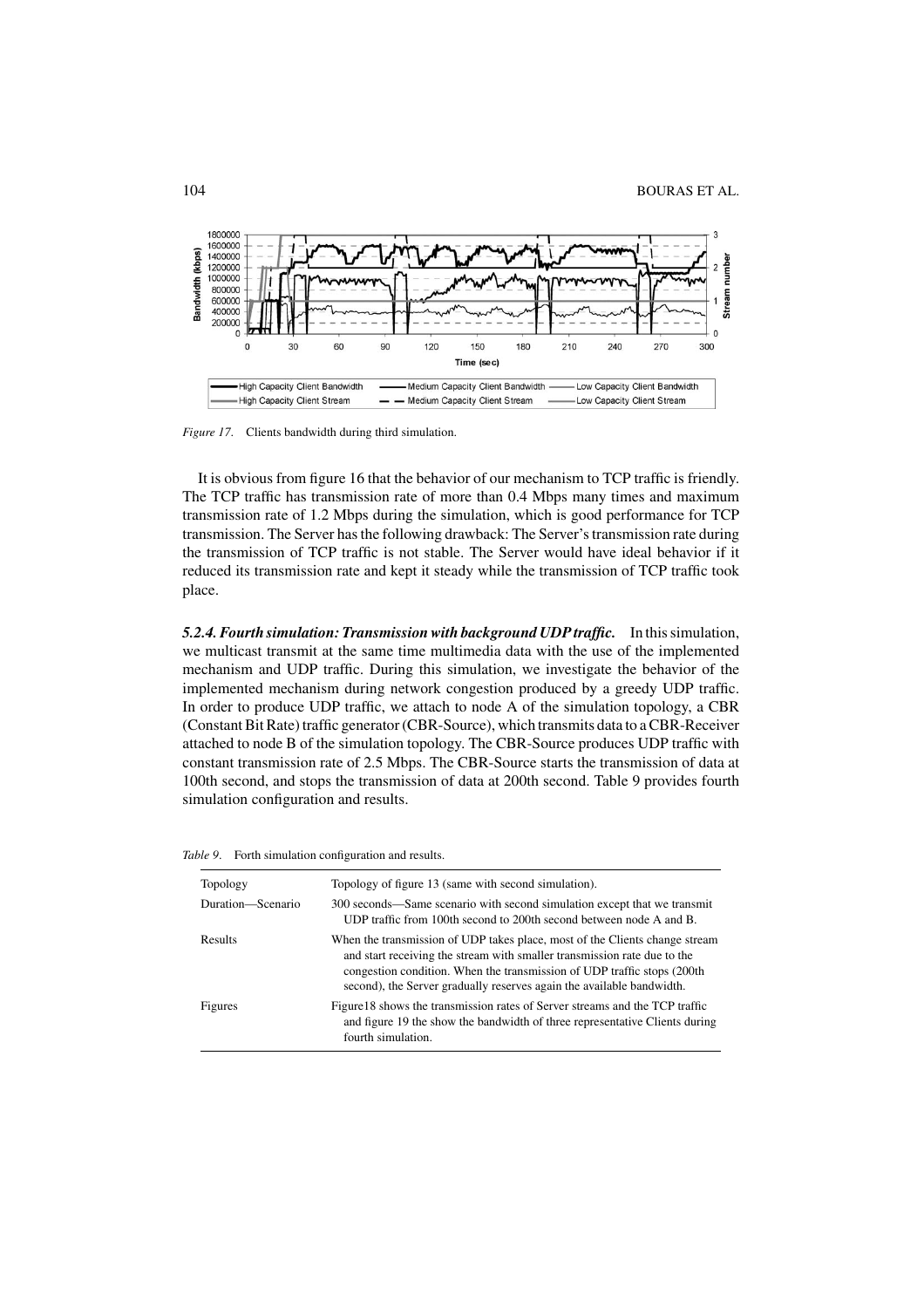*Figure 17*. Clients bandwidth during third simulation.

It is obvious from figure 16 that the behavior of our mechanism to TCP traffic is friendly. The TCP traffic has transmission rate of more than 0.4 Mbps many times and maximum transmission rate of 1.2 Mbps during the simulation, which is good performance for TCP transmission. The Server has the following drawback: The Server's transmission rate during the transmission of TCP traffic is not stable. The Server would have ideal behavior if it reduced its transmission rate and kept it steady while the transmission of TCP traffic took place.

***5.2.4. Fourth simulation: Transmission with background UDP traffic.*** In this simulation, we multicast transmit at the same time multimedia data with the use of the implemented mechanism and UDP traffic. During this simulation, we investigate the behavior of the implemented mechanism during network congestion produced by a greedy UDP traffic. In order to produce UDP traffic, we attach to node A of the simulation topology, a CBR (Constant Bit Rate) traffic generator (CBR-Source), which transmits data to a CBR-Receiver attached to node B of the simulation topology. The CBR-Source produces UDP traffic with constant transmission rate of 2.5 Mbps. The CBR-Source starts the transmission of data at 100th second, and stops the transmission of data at 200th second. Table 9 provides fourth simulation configuration and results.

*Table 9*. Forth simulation configuration and results.

| | |
|---|---|
| Topology | Topology of figure 13 (same with second simulation). |
| Duration—Scenario | 300 seconds—Same scenario with second simulation except that we transmit UDP traffic from 100th second to 200th second between node A and B. |
| Results | When the transmission of UDP takes place, most of the Clients change stream and start receiving the stream with smaller transmission rate due to the congestion condition. When the transmission of UDP traffic stops (200th second), the Server gradually reserves again the available bandwidth. |
| Figures | Figure18 shows the transmission rates of Server streams and the TCP traffic and figure 19 the show the bandwidth of three representative Clients during fourth simulation. |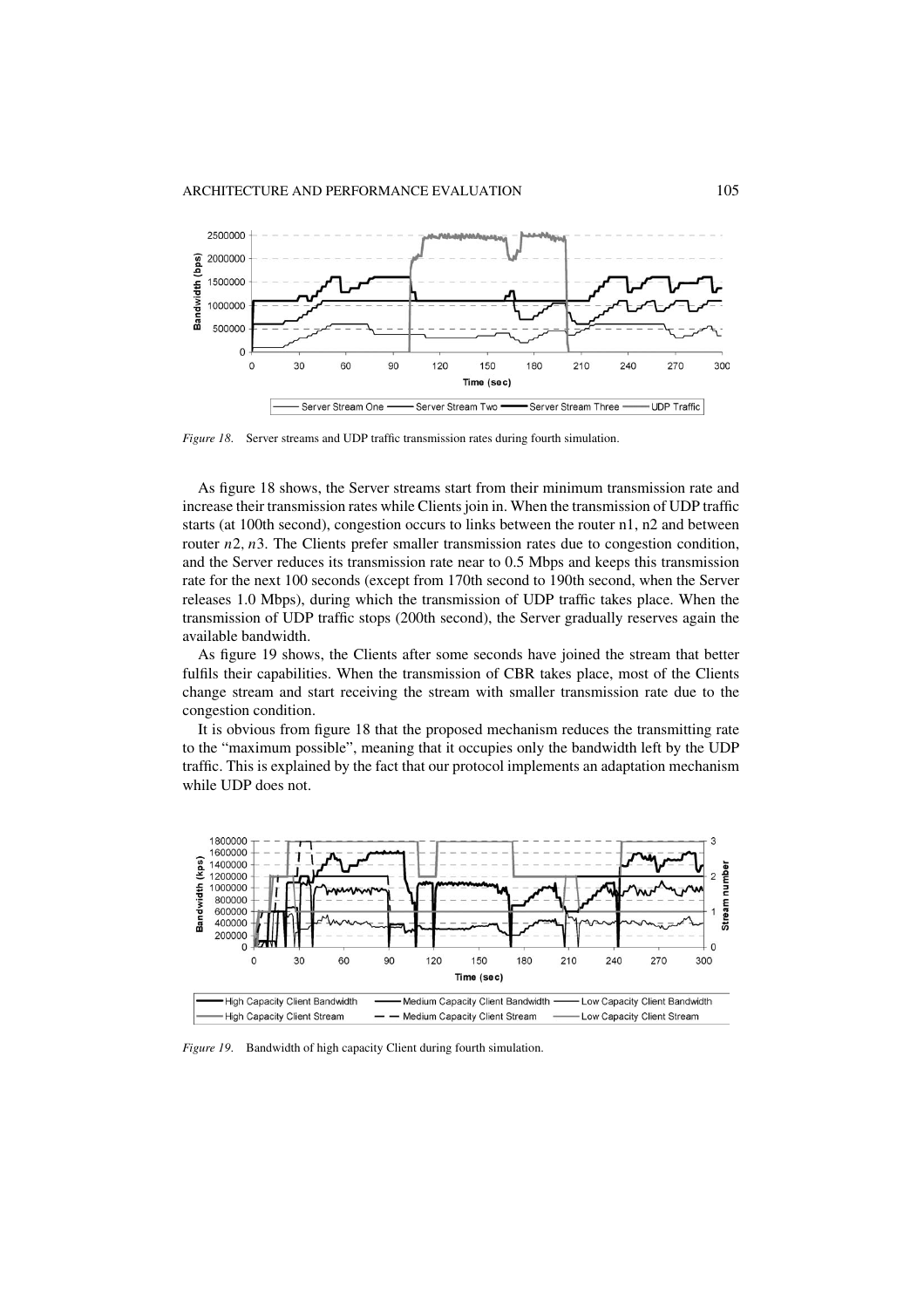*Figure 18*. Server streams and UDP traffic transmission rates during fourth simulation.

As figure 18 shows, the Server streams start from their minimum transmission rate and increase their transmission rates while Clients join in. When the transmission of UDP traffic starts (at 100th second), congestion occurs to links between the router n1, n2 and between router $n2$, $n3$. The Clients prefer smaller transmission rates due to congestion condition, and the Server reduces its transmission rate near to 0.5 Mbps and keeps this transmission rate for the next 100 seconds (except from 170th second to 190th second, when the Server releases 1.0 Mbps), during which the transmission of UDP traffic takes place. When the transmission of UDP traffic stops (200th second), the Server gradually reserves again the available bandwidth.

As figure 19 shows, the Clients after some seconds have joined the stream that better fulfils their capabilities. When the transmission of CBR takes place, most of the Clients change stream and start receiving the stream with smaller transmission rate due to the congestion condition.

It is obvious from figure 18 that the proposed mechanism reduces the transmitting rate to the "maximum possible", meaning that it occupies only the bandwidth left by the UDP traffic. This is explained by the fact that our protocol implements an adaptation mechanism while UDP does not.

*Figure 19*. Bandwidth of high capacity Client during fourth simulation.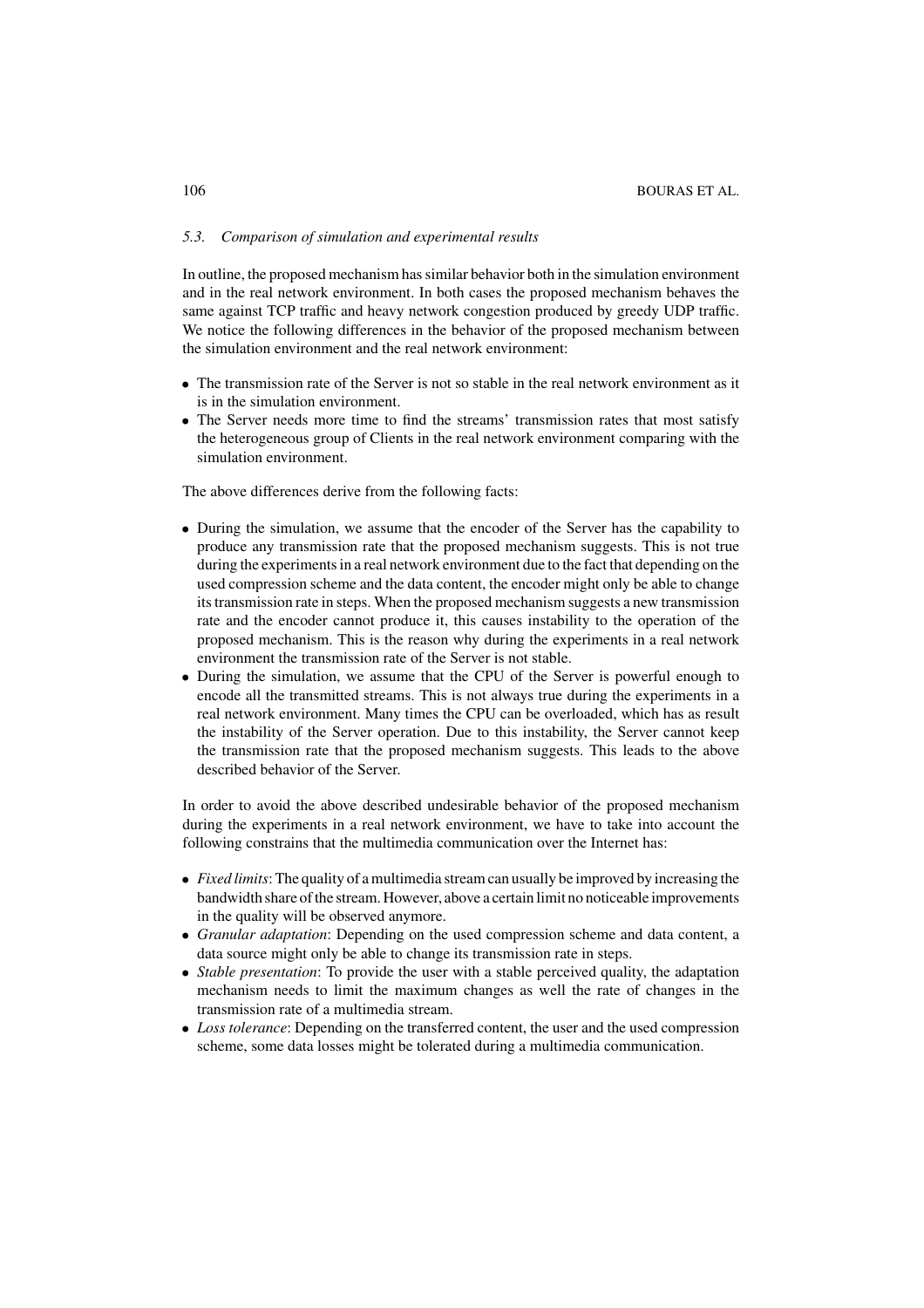### 5.3. *Comparison of simulation and experimental results*

In outline, the proposed mechanism has similar behavior both in the simulation environment and in the real network environment. In both cases the proposed mechanism behaves the same against TCP traffic and heavy network congestion produced by greedy UDP traffic. We notice the following differences in the behavior of the proposed mechanism between the simulation environment and the real network environment:

- The transmission rate of the Server is not so stable in the real network environment as it is in the simulation environment.
- The Server needs more time to find the streams' transmission rates that most satisfy the heterogeneous group of Clients in the real network environment comparing with the simulation environment.

The above differences derive from the following facts:

- During the simulation, we assume that the encoder of the Server has the capability to produce any transmission rate that the proposed mechanism suggests. This is not true during the experiments in a real network environment due to the fact that depending on the used compression scheme and the data content, the encoder might only be able to change its transmission rate in steps. When the proposed mechanism suggests a new transmission rate and the encoder cannot produce it, this causes instability to the operation of the proposed mechanism. This is the reason why during the experiments in a real network environment the transmission rate of the Server is not stable.
- During the simulation, we assume that the CPU of the Server is powerful enough to encode all the transmitted streams. This is not always true during the experiments in a real network environment. Many times the CPU can be overloaded, which has as result the instability of the Server operation. Due to this instability, the Server cannot keep the transmission rate that the proposed mechanism suggests. This leads to the above described behavior of the Server.

In order to avoid the above described undesirable behavior of the proposed mechanism during the experiments in a real network environment, we have to take into account the following constrains that the multimedia communication over the Internet has:

- *Fixed limits*: The quality of a multimedia stream can usually be improved by increasing the bandwidth share of the stream. However, above a certain limit no noticeable improvements in the quality will be observed anymore.
- *Granular adaptation*: Depending on the used compression scheme and data content, a data source might only be able to change its transmission rate in steps.
- *Stable presentation*: To provide the user with a stable perceived quality, the adaptation mechanism needs to limit the maximum changes as well the rate of changes in the transmission rate of a multimedia stream.
- *Loss tolerance*: Depending on the transferred content, the user and the used compression scheme, some data losses might be tolerated during a multimedia communication.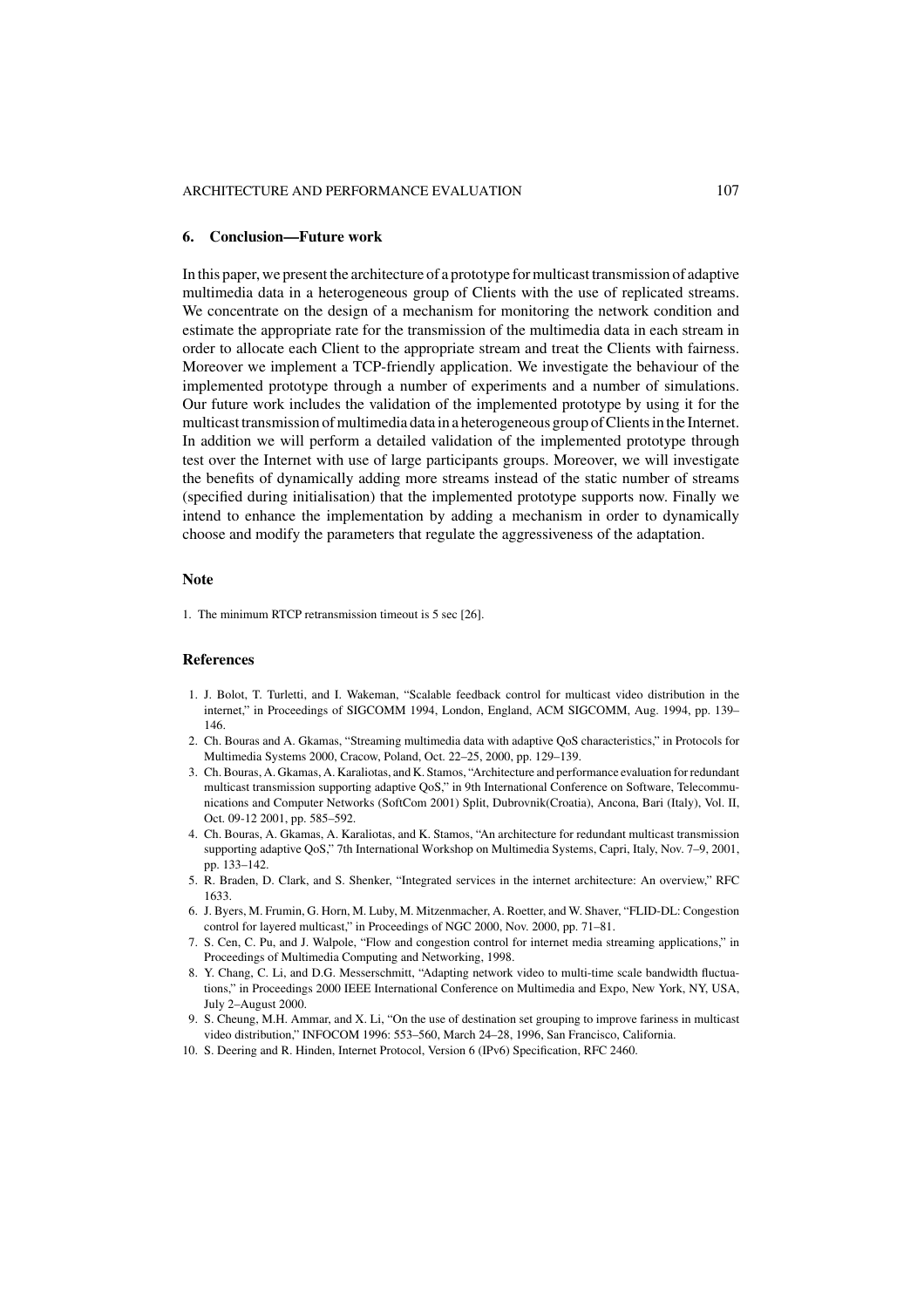## 6. Conclusion—Future work

In this paper, we present the architecture of a prototype for multicast transmission of adaptive multimedia data in a heterogeneous group of Clients with the use of replicated streams. We concentrate on the design of a mechanism for monitoring the network condition and estimate the appropriate rate for the transmission of the multimedia data in each stream in order to allocate each Client to the appropriate stream and treat the Clients with fairness. Moreover we implement a TCP-friendly application. We investigate the behaviour of the implemented prototype through a number of experiments and a number of simulations. Our future work includes the validation of the implemented prototype by using it for the multicast transmission of multimedia data in a heterogeneous group of Clients in the Internet. In addition we will perform a detailed validation of the implemented prototype through test over the Internet with use of large participants groups. Moreover, we will investigate the benefits of dynamically adding more streams instead of the static number of streams (specified during initialisation) that the implemented prototype supports now. Finally we intend to enhance the implementation by adding a mechanism in order to dynamically choose and modify the parameters that regulate the aggressiveness of the adaptation.

## Note

1. The minimum RTCP retransmission timeout is 5 sec [26].

## References

1. J. Bolot, T. Turletti, and I. Wakeman, "Scalable feedback control for multicast video distribution in the internet," in Proceedings of SIGCOMM 1994, London, England, ACM SIGCOMM, Aug. 1994, pp. 139–146.
2. Ch. Bouras and A. Gkamas, "Streaming multimedia data with adaptive QoS characteristics," in Protocols for Multimedia Systems 2000, Cracow, Poland, Oct. 22–25, 2000, pp. 129–139.
3. Ch. Bouras, A. Gkamas, A. Karaliotas, and K. Stamos, "Architecture and performance evaluation for redundant multicast transmission supporting adaptive QoS," in 9th International Conference on Software, Telecommunications and Computer Networks (SoftCom 2001) Split, Dubrovnik(Croatia), Ancona, Bari (Italy), Vol. II, Oct. 09-12 2001, pp. 585–592.
4. Ch. Bouras, A. Gkamas, A. Karaliotas, and K. Stamos, "An architecture for redundant multicast transmission supporting adaptive QoS," 7th International Workshop on Multimedia Systems, Capri, Italy, Nov. 7–9, 2001, pp. 133–142.
5. R. Braden, D. Clark, and S. Shenker, "Integrated services in the internet architecture: An overview," RFC 1633.
6. J. Byers, M. Frumin, G. Horn, M. Luby, M. Mitzenmacher, A. Roetter, and W. Shaver, "FLID-DL: Congestion control for layered multicast," in Proceedings of NGC 2000, Nov. 2000, pp. 71–81.
7. S. Cen, C. Pu, and J. Walpole, "Flow and congestion control for internet media streaming applications," in Proceedings of Multimedia Computing and Networking, 1998.
8. Y. Chang, C. Li, and D.G. Messerschmitt, "Adapting network video to multi-time scale bandwidth fluctuations," in Proceedings 2000 IEEE International Conference on Multimedia and Expo, New York, NY, USA, July 2–August 2000.
9. S. Cheung, M.H. Ammar, and X. Li, "On the use of destination set grouping to improve fariness in multicast video distribution," INFOCOM 1996: 553–560, March 24–28, 1996, San Francisco, California.
10. S. Deering and R. Hinden, Internet Protocol, Version 6 (IPv6) Specification, RFC 2460.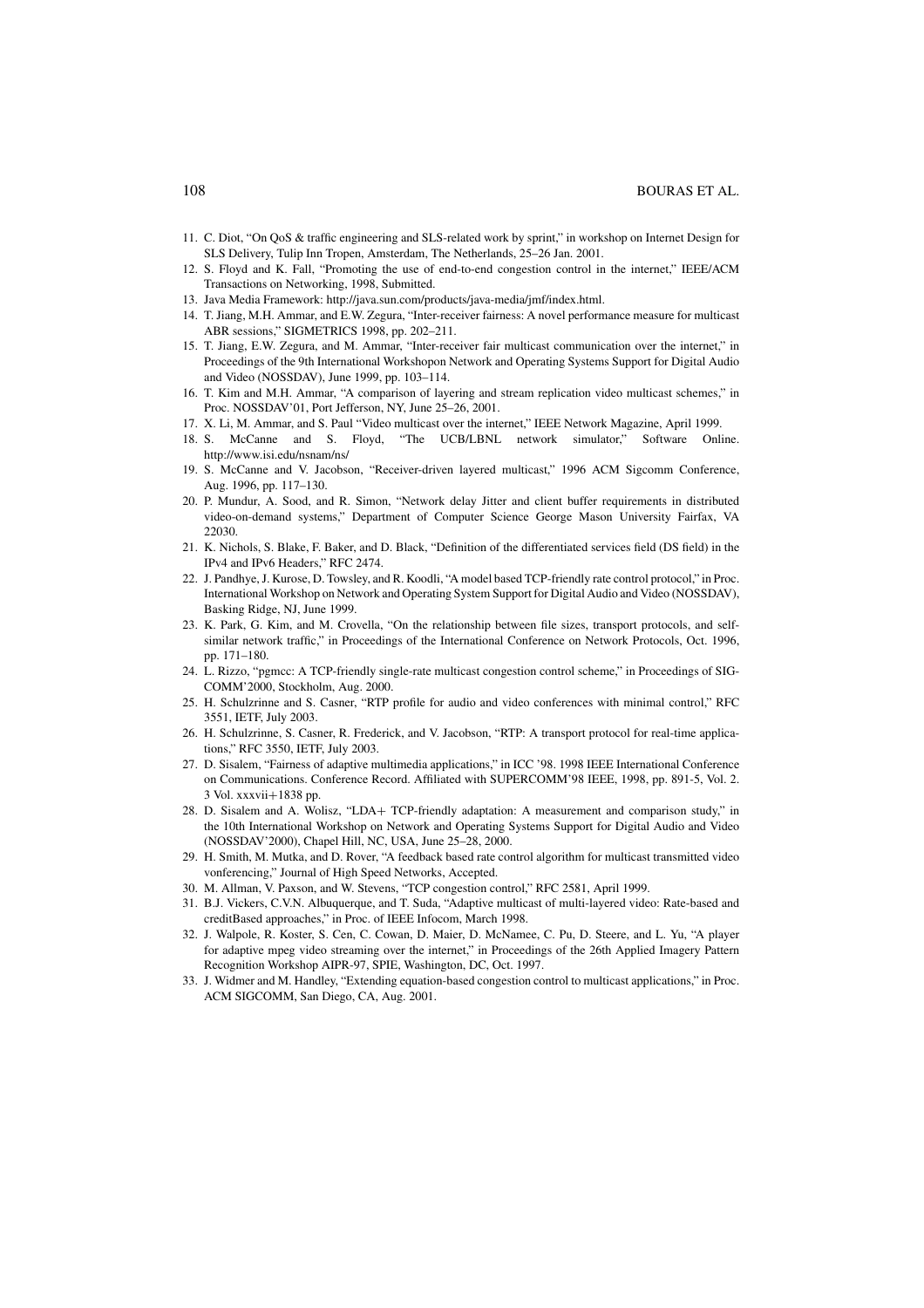11. C. Diot, "On QoS & traffic engineering and SLS-related work by sprint," in workshop on Internet Design for SLS Delivery, Tulip Inn Tropen, Amsterdam, The Netherlands, 25–26 Jan. 2001.
12. S. Floyd and K. Fall, "Promoting the use of end-to-end congestion control in the internet," IEEE/ACM Transactions on Networking, 1998, Submitted.
13. Java Media Framework: http://java.sun.com/products/java-media/jmf/index.html.
14. T. Jiang, M.H. Ammar, and E.W. Zegura, "Inter-receiver fairness: A novel performance measure for multicast ABR sessions," SIGMETRICS 1998, pp. 202–211.
15. T. Jiang, E.W. Zegura, and M. Ammar, "Inter-receiver fair multicast communication over the internet," in Proceedings of the 9th International Workshopon Network and Operating Systems Support for Digital Audio and Video (NOSSDAV), June 1999, pp. 103–114.
16. T. Kim and M.H. Ammar, "A comparison of layering and stream replication video multicast schemes," in Proc. NOSSDAV'01, Port Jefferson, NY, June 25–26, 2001.
17. X. Li, M. Ammar, and S. Paul "Video multicast over the internet," IEEE Network Magazine, April 1999.
18. S. McCanne and S. Floyd, "The UCB/LBNL network simulator," Software Online. http://www.isi.edu/nsnam/ns/
19. S. McCanne and V. Jacobson, "Receiver-driven layered multicast," 1996 ACM Sigcomm Conference, Aug. 1996, pp. 117–130.
20. P. Mundur, A. Sood, and R. Simon, "Network delay Jitter and client buffer requirements in distributed video-on-demand systems," Department of Computer Science George Mason University Fairfax, VA 22030.
21. K. Nichols, S. Blake, F. Baker, and D. Black, "Definition of the differentiated services field (DS field) in the IPv4 and IPv6 Headers," RFC 2474.
22. J. Pandhye, J. Kurose, D. Towsley, and R. Koodli, "A model based TCP-friendly rate control protocol," in Proc. International Workshop on Network and Operating System Support for Digital Audio and Video (NOSSDAV), Basking Ridge, NJ, June 1999.
23. K. Park, G. Kim, and M. Crovella, "On the relationship between file sizes, transport protocols, and self-similar network traffic," in Proceedings of the International Conference on Network Protocols, Oct. 1996, pp. 171–180.
24. L. Rizzo, "pgmcc: A TCP-friendly single-rate multicast congestion control scheme," in Proceedings of SIGCOMM'2000, Stockholm, Aug. 2000.
25. H. Schulzrinne and S. Casner, "RTP profile for audio and video conferences with minimal control," RFC 3551, IETF, July 2003.
26. H. Schulzrinne, S. Casner, R. Frederick, and V. Jacobson, "RTP: A transport protocol for real-time applications," RFC 3550, IETF, July 2003.
27. D. Sisalem, "Fairness of adaptive multimedia applications," in ICC '98. 1998 IEEE International Conference on Communications. Conference Record. Affiliated with SUPERCOMM'98 IEEE, 1998, pp. 891-5, Vol. 2. 3 Vol. xxxvii+1838 pp.
28. D. Sisalem and A. Wolisz, "LDA+ TCP-friendly adaptation: A measurement and comparison study," in the 10th International Workshop on Network and Operating Systems Support for Digital Audio and Video (NOSSDAV'2000), Chapel Hill, NC, USA, June 25–28, 2000.
29. H. Smith, M. Mutka, and D. Rover, "A feedback based rate control algorithm for multicast transmitted video vonferencing," Journal of High Speed Networks, Accepted.
30. M. Allman, V. Paxson, and W. Stevens, "TCP congestion control," RFC 2581, April 1999.
31. B.J. Vickers, C.V.N. Albuquerque, and T. Suda, "Adaptive multicast of multi-layered video: Rate-based and creditBased approaches," in Proc. of IEEE Infocom, March 1998.
32. J. Walpole, R. Koster, S. Cen, C. Cowan, D. Maier, D. McNamee, C. Pu, D. Steere, and L. Yu, "A player for adaptive mpeg video streaming over the internet," in Proceedings of the 26th Applied Imagery Pattern Recognition Workshop AIPR-97, SPIE, Washington, DC, Oct. 1997.
33. J. Widmer and M. Handley, "Extending equation-based congestion control to multicast applications," in Proc. ACM SIGCOMM, San Diego, CA, Aug. 2001.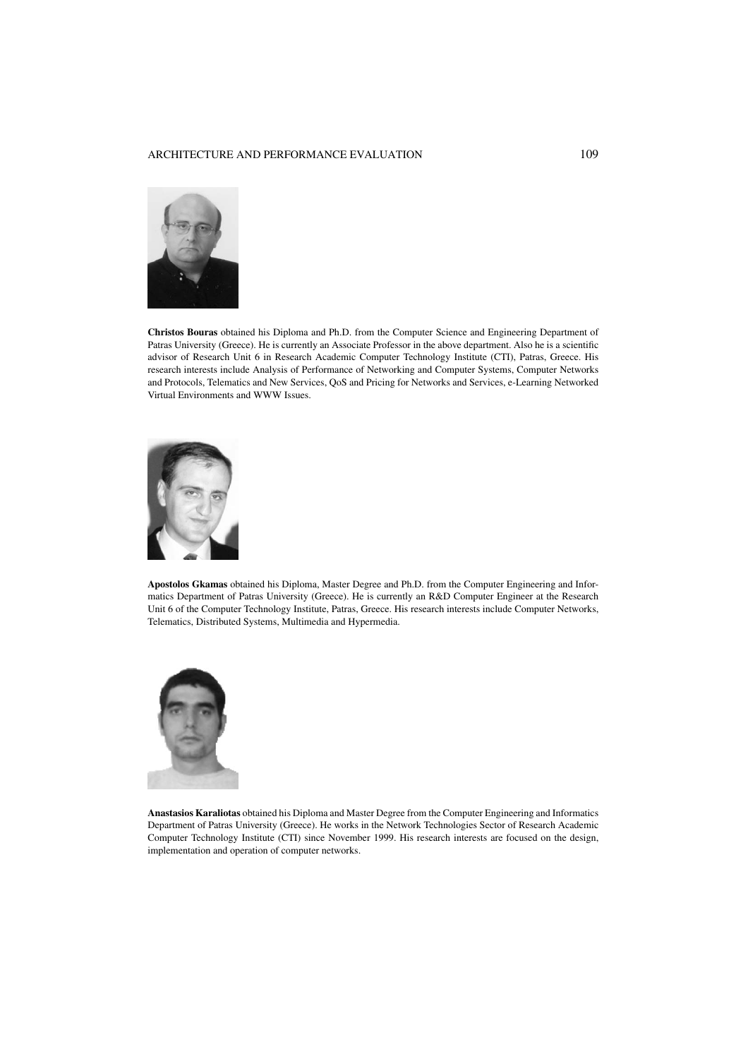**Christos Bouras** obtained his Diploma and Ph.D. from the Computer Science and Engineering Department of Patras University (Greece). He is currently an Associate Professor in the above department. Also he is a scientific advisor of Research Unit 6 in Research Academic Computer Technology Institute (CTI), Patras, Greece. His research interests include Analysis of Performance of Networking and Computer Systems, Computer Networks and Protocols, Telematics and New Services, QoS and Pricing for Networks and Services, e-Learning Networked Virtual Environments and WWW Issues.

**Apostolos Gkamas** obtained his Diploma, Master Degree and Ph.D. from the Computer Engineering and Informatics Department of Patras University (Greece). He is currently an R&D Computer Engineer at the Research Unit 6 of the Computer Technology Institute, Patras, Greece. His research interests include Computer Networks, Telematics, Distributed Systems, Multimedia and Hypermedia.

**Anastasios Karaliotas** obtained his Diploma and Master Degree from the Computer Engineering and Informatics Department of Patras University (Greece). He works in the Network Technologies Sector of Research Academic Computer Technology Institute (CTI) since November 1999. His research interests are focused on the design, implementation and operation of computer networks.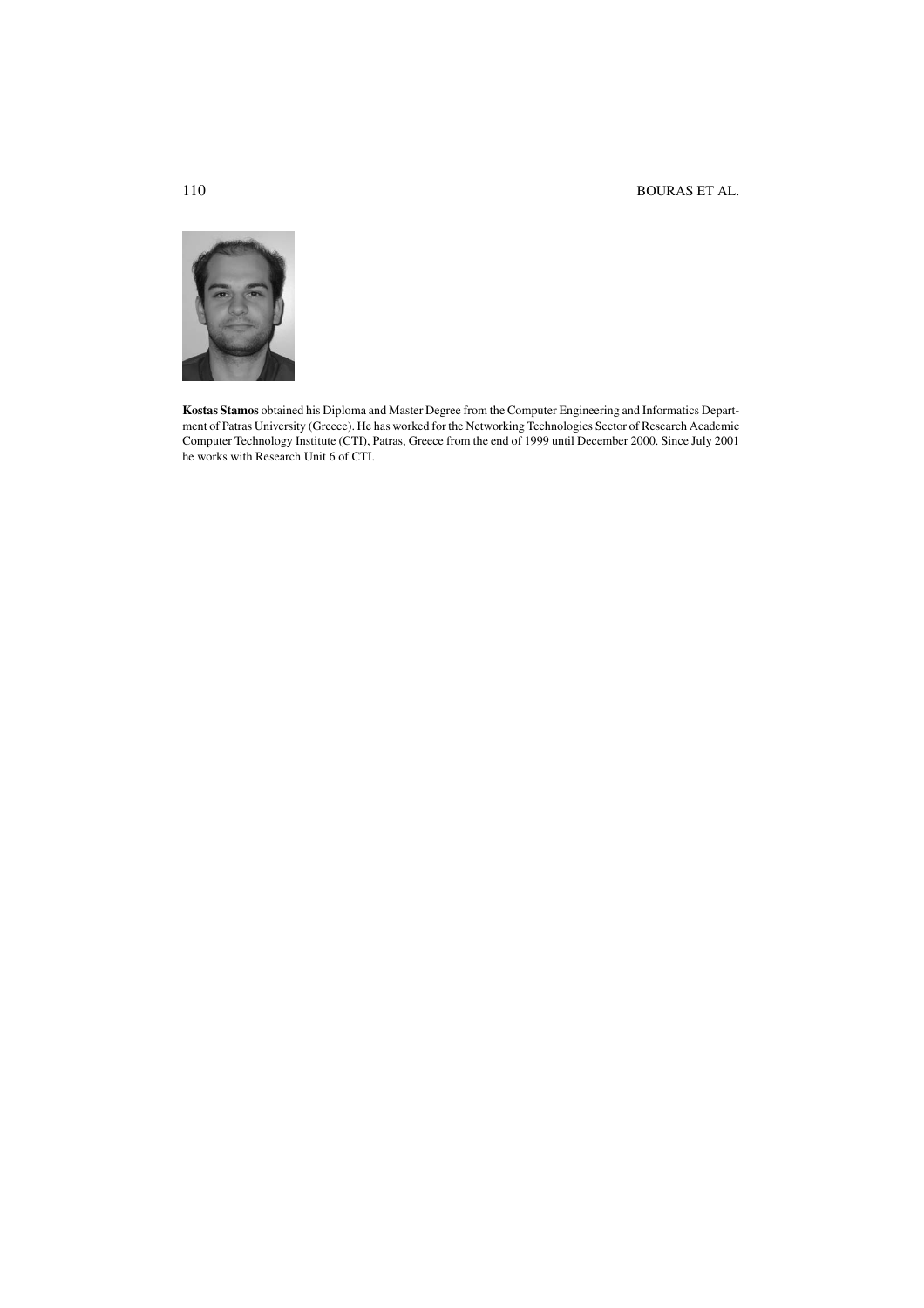**Kostas Stamos** obtained his Diploma and Master Degree from the Computer Engineering and Informatics Department of Patras University (Greece). He has worked for the Networking Technologies Sector of Research Academic Computer Technology Institute (CTI), Patras, Greece from the end of 1999 until December 2000. Since July 2001 he works with Research Unit 6 of CTI.